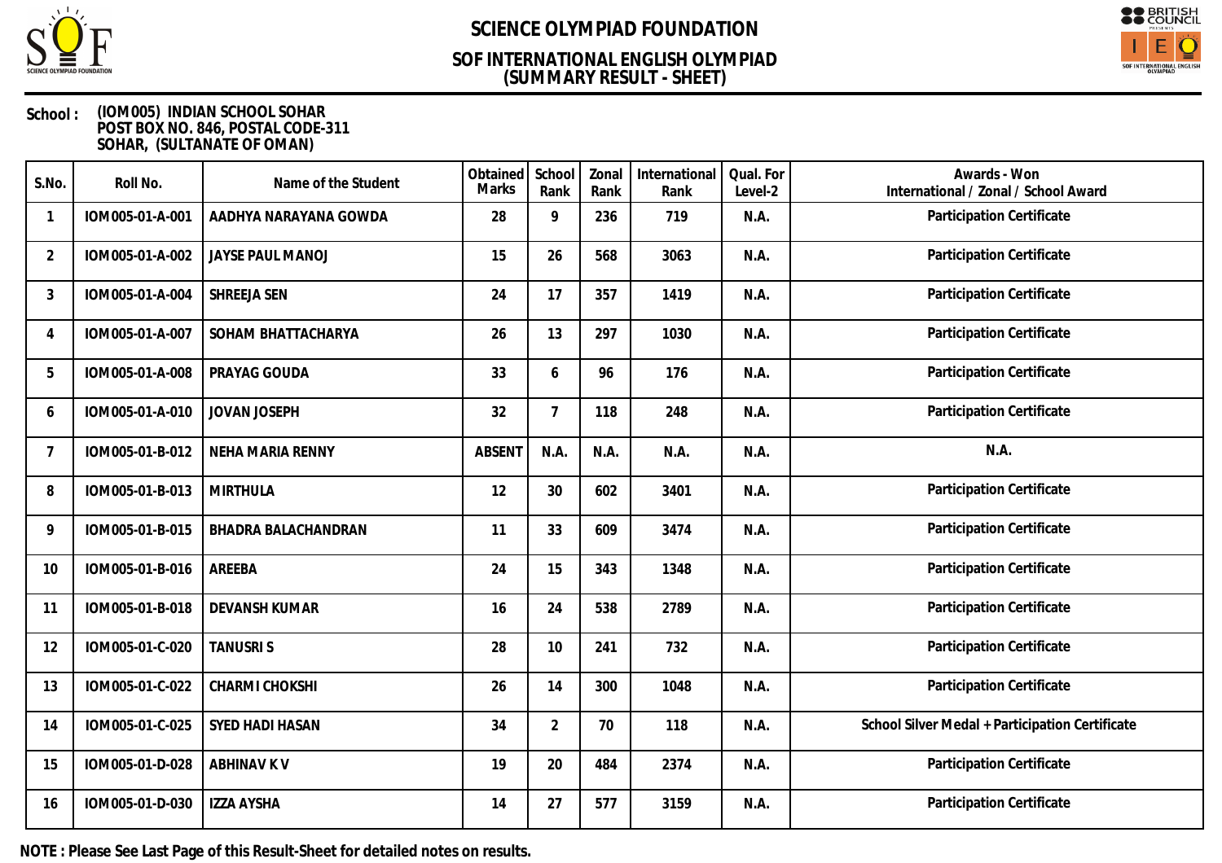# SCIENCE OLYMPIAD FOUNDATION

## SOF INTERNATIONAL ENGLISH OLYMPIAD
## (SUMMARY RESULT - SHEET)

**School :** (IOM005) INDIAN SCHOOL SOHAR
POST BOX NO. 846, POSTAL CODE-311
SOHAR, (SULTANATE OF OMAN)

| S.No. | Roll No. | Name of the Student | Obtained Marks | School Rank | Zonal Rank | International Rank | Qual. For Level-2 | Awards - Won International / Zonal / School Award |
|---|---|---|---|---|---|---|---|---|
| 1 | IOM005-01-A-001 | AADHYA NARAYANA GOWDA | 28 | 9 | 236 | 719 | N.A. | Participation Certificate |
| 2 | IOM005-01-A-002 | JAYSE PAUL MANOJ | 15 | 26 | 568 | 3063 | N.A. | Participation Certificate |
| 3 | IOM005-01-A-004 | SHREEJA SEN | 24 | 17 | 357 | 1419 | N.A. | Participation Certificate |
| 4 | IOM005-01-A-007 | SOHAM BHATTACHARYA | 26 | 13 | 297 | 1030 | N.A. | Participation Certificate |
| 5 | IOM005-01-A-008 | PRAYAG GOUDA | 33 | 6 | 96 | 176 | N.A. | Participation Certificate |
| 6 | IOM005-01-A-010 | JOVAN JOSEPH | 32 | 7 | 118 | 248 | N.A. | Participation Certificate |
| 7 | IOM005-01-B-012 | NEHA MARIA RENNY | ABSENT | N.A. | N.A. | N.A. | N.A. | N.A. |
| 8 | IOM005-01-B-013 | MIRTHULA | 12 | 30 | 602 | 3401 | N.A. | Participation Certificate |
| 9 | IOM005-01-B-015 | BHADRA BALACHANDRAN | 11 | 33 | 609 | 3474 | N.A. | Participation Certificate |
| 10 | IOM005-01-B-016 | AREEBA | 24 | 15 | 343 | 1348 | N.A. | Participation Certificate |
| 11 | IOM005-01-B-018 | DEVANSH KUMAR | 16 | 24 | 538 | 2789 | N.A. | Participation Certificate |
| 12 | IOM005-01-C-020 | TANUSRI S | 28 | 10 | 241 | 732 | N.A. | Participation Certificate |
| 13 | IOM005-01-C-022 | CHARMI CHOKSHI | 26 | 14 | 300 | 1048 | N.A. | Participation Certificate |
| 14 | IOM005-01-C-025 | SYED HADI HASAN | 34 | 2 | 70 | 118 | N.A. | School Silver Medal + Participation Certificate |
| 15 | IOM005-01-D-028 | ABHINAV K V | 19 | 20 | 484 | 2374 | N.A. | Participation Certificate |
| 16 | IOM005-01-D-030 | IZZA AYSHA | 14 | 27 | 577 | 3159 | N.A. | Participation Certificate |

**NOTE : Please See Last Page of this Result-Sheet for detailed notes on results.**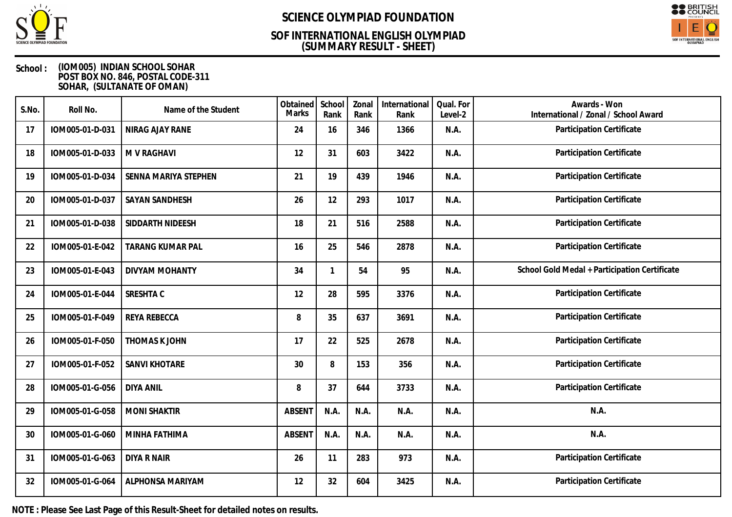# SCIENCE OLYMPIAD FOUNDATION

## SOF INTERNATIONAL ENGLISH OLYMPIAD (SUMMARY RESULT - SHEET)

**School :** (IOM005) INDIAN SCHOOL SOHAR
POST BOX NO. 846, POSTAL CODE-311
SOHAR, (SULTANATE OF OMAN)

| S.No. | Roll No. | Name of the Student | Obtained Marks | School Rank | Zonal Rank | International Rank | Qual. For Level-2 | Awards - Won International / Zonal / School Award |
|---|---|---|---|---|---|---|---|---|
| 17 | IOM005-01-D-031 | NIRAG AJAY RANE | 24 | 16 | 346 | 1366 | N.A. | Participation Certificate |
| 18 | IOM005-01-D-033 | M V RAGHAVI | 12 | 31 | 603 | 3422 | N.A. | Participation Certificate |
| 19 | IOM005-01-D-034 | SENNA MARIYA STEPHEN | 21 | 19 | 439 | 1946 | N.A. | Participation Certificate |
| 20 | IOM005-01-D-037 | SAYAN SANDHESH | 26 | 12 | 293 | 1017 | N.A. | Participation Certificate |
| 21 | IOM005-01-D-038 | SIDDARTH NIDEESH | 18 | 21 | 516 | 2588 | N.A. | Participation Certificate |
| 22 | IOM005-01-E-042 | TARANG KUMAR PAL | 16 | 25 | 546 | 2878 | N.A. | Participation Certificate |
| 23 | IOM005-01-E-043 | DIVYAM MOHANTY | 34 | 1 | 54 | 95 | N.A. | School Gold Medal + Participation Certificate |
| 24 | IOM005-01-E-044 | SRESHTA C | 12 | 28 | 595 | 3376 | N.A. | Participation Certificate |
| 25 | IOM005-01-F-049 | REYA REBECCA | 8 | 35 | 637 | 3691 | N.A. | Participation Certificate |
| 26 | IOM005-01-F-050 | THOMAS K JOHN | 17 | 22 | 525 | 2678 | N.A. | Participation Certificate |
| 27 | IOM005-01-F-052 | SANVI KHOTARE | 30 | 8 | 153 | 356 | N.A. | Participation Certificate |
| 28 | IOM005-01-G-056 | DIYA ANIL | 8 | 37 | 644 | 3733 | N.A. | Participation Certificate |
| 29 | IOM005-01-G-058 | MONI SHAKTIR | ABSENT | N.A. | N.A. | N.A. | N.A. | N.A. |
| 30 | IOM005-01-G-060 | MINHA FATHIMA | ABSENT | N.A. | N.A. | N.A. | N.A. | N.A. |
| 31 | IOM005-01-G-063 | DIYA R NAIR | 26 | 11 | 283 | 973 | N.A. | Participation Certificate |
| 32 | IOM005-01-G-064 | ALPHONSA MARIYAM | 12 | 32 | 604 | 3425 | N.A. | Participation Certificate |

**NOTE : Please See Last Page of this Result-Sheet for detailed notes on results.**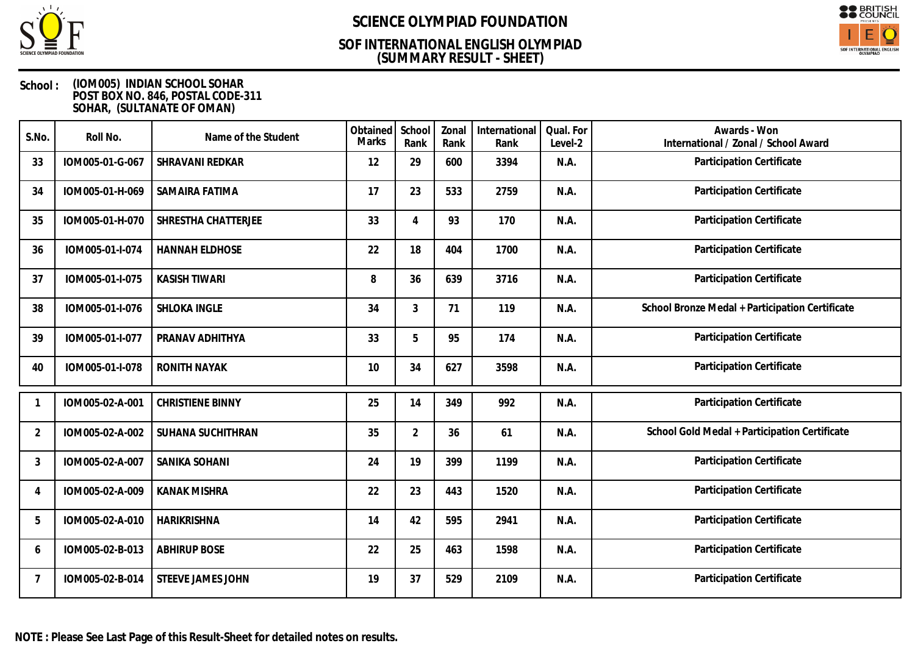# SCIENCE OLYMPIAD FOUNDATION

## SOF INTERNATIONAL ENGLISH OLYMPIAD
## (SUMMARY RESULT - SHEET)

**School :** (IOM005) INDIAN SCHOOL SOHAR
POST BOX NO. 846, POSTAL CODE-311
SOHAR, (SULTANATE OF OMAN)

| S.No. | Roll No. | Name of the Student | Obtained Marks | School Rank | Zonal Rank | International Rank | Qual. For Level-2 | Awards - Won International / Zonal / School Award |
|---|---|---|---|---|---|---|---|---|
| 33 | IOM005-01-G-067 | SHRAVANI REDKAR | 12 | 29 | 600 | 3394 | N.A. | Participation Certificate |
| 34 | IOM005-01-H-069 | SAMAIRA FATIMA | 17 | 23 | 533 | 2759 | N.A. | Participation Certificate |
| 35 | IOM005-01-H-070 | SHRESTHA CHATTERJEE | 33 | 4 | 93 | 170 | N.A. | Participation Certificate |
| 36 | IOM005-01-I-074 | HANNAH ELDHOSE | 22 | 18 | 404 | 1700 | N.A. | Participation Certificate |
| 37 | IOM005-01-I-075 | KASISH TIWARI | 8 | 36 | 639 | 3716 | N.A. | Participation Certificate |
| 38 | IOM005-01-I-076 | SHLOKA INGLE | 34 | 3 | 71 | 119 | N.A. | School Bronze Medal + Participation Certificate |
| 39 | IOM005-01-I-077 | PRANAV ADHITHYA | 33 | 5 | 95 | 174 | N.A. | Participation Certificate |
| 40 | IOM005-01-I-078 | RONITH NAYAK | 10 | 34 | 627 | 3598 | N.A. | Participation Certificate |
| 1 | IOM005-02-A-001 | CHRISTIENE BINNY | 25 | 14 | 349 | 992 | N.A. | Participation Certificate |
| 2 | IOM005-02-A-002 | SUHANA SUCHITHRAN | 35 | 2 | 36 | 61 | N.A. | School Gold Medal + Participation Certificate |
| 3 | IOM005-02-A-007 | SANIKA SOHANI | 24 | 19 | 399 | 1199 | N.A. | Participation Certificate |
| 4 | IOM005-02-A-009 | KANAK MISHRA | 22 | 23 | 443 | 1520 | N.A. | Participation Certificate |
| 5 | IOM005-02-A-010 | HARIKRISHNA | 14 | 42 | 595 | 2941 | N.A. | Participation Certificate |
| 6 | IOM005-02-B-013 | ABHIRUP BOSE | 22 | 25 | 463 | 1598 | N.A. | Participation Certificate |
| 7 | IOM005-02-B-014 | STEEVE JAMES JOHN | 19 | 37 | 529 | 2109 | N.A. | Participation Certificate |

**NOTE : Please See Last Page of this Result-Sheet for detailed notes on results.**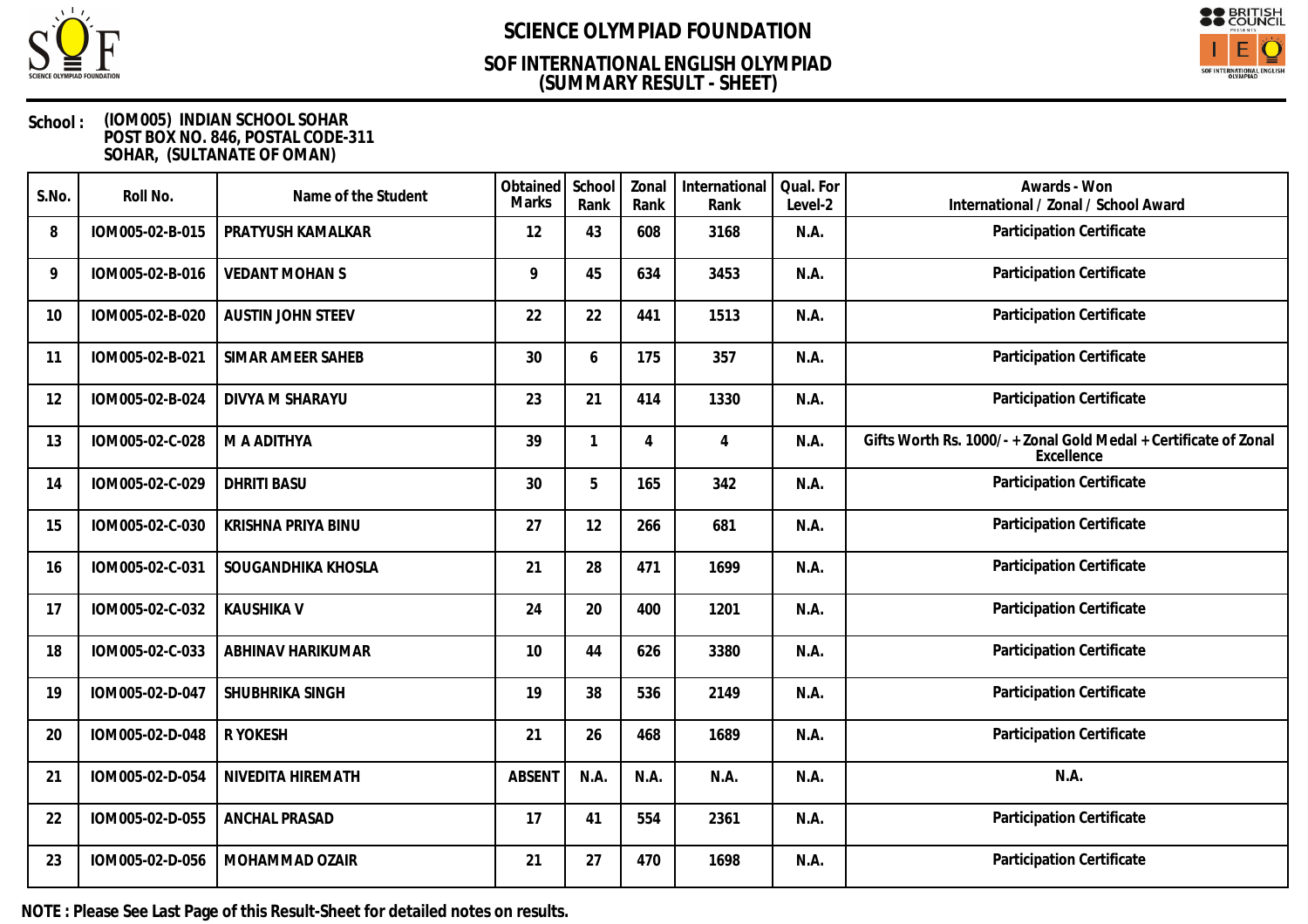# SCIENCE OLYMPIAD FOUNDATION

## SOF INTERNATIONAL ENGLISH OLYMPIAD
## (SUMMARY RESULT - SHEET)

**School :** (IOM005) INDIAN SCHOOL SOHAR
POST BOX NO. 846, POSTAL CODE-311
SOHAR, (SULTANATE OF OMAN)

| S.No. | Roll No. | Name of the Student | Obtained Marks | School Rank | Zonal Rank | International Rank | Qual. For Level-2 | Awards - Won International / Zonal / School Award |
|---|---|---|---|---|---|---|---|---|
| 8 | IOM005-02-B-015 | PRATYUSH KAMALKAR | 12 | 43 | 608 | 3168 | N.A. | Participation Certificate |
| 9 | IOM005-02-B-016 | VEDANT MOHAN S | 9 | 45 | 634 | 3453 | N.A. | Participation Certificate |
| 10 | IOM005-02-B-020 | AUSTIN JOHN STEEV | 22 | 22 | 441 | 1513 | N.A. | Participation Certificate |
| 11 | IOM005-02-B-021 | SIMAR AMEER SAHEB | 30 | 6 | 175 | 357 | N.A. | Participation Certificate |
| 12 | IOM005-02-B-024 | DIVYA M SHARAYU | 23 | 21 | 414 | 1330 | N.A. | Participation Certificate |
| 13 | IOM005-02-C-028 | M A ADITHYA | 39 | 1 | 4 | 4 | N.A. | Gifts Worth Rs. 1000/- + Zonal Gold Medal + Certificate of Zonal Excellence |
| 14 | IOM005-02-C-029 | DHRITI BASU | 30 | 5 | 165 | 342 | N.A. | Participation Certificate |
| 15 | IOM005-02-C-030 | KRISHNA PRIYA BINU | 27 | 12 | 266 | 681 | N.A. | Participation Certificate |
| 16 | IOM005-02-C-031 | SOUGANDHIKA KHOSLA | 21 | 28 | 471 | 1699 | N.A. | Participation Certificate |
| 17 | IOM005-02-C-032 | KAUSHIKA V | 24 | 20 | 400 | 1201 | N.A. | Participation Certificate |
| 18 | IOM005-02-C-033 | ABHINAV HARIKUMAR | 10 | 44 | 626 | 3380 | N.A. | Participation Certificate |
| 19 | IOM005-02-D-047 | SHUBHRIKA SINGH | 19 | 38 | 536 | 2149 | N.A. | Participation Certificate |
| 20 | IOM005-02-D-048 | R YOKESH | 21 | 26 | 468 | 1689 | N.A. | Participation Certificate |
| 21 | IOM005-02-D-054 | NIVEDITA HIREMATH | ABSENT | N.A. | N.A. | N.A. | N.A. | N.A. |
| 22 | IOM005-02-D-055 | ANCHAL PRASAD | 17 | 41 | 554 | 2361 | N.A. | Participation Certificate |
| 23 | IOM005-02-D-056 | MOHAMMAD OZAIR | 21 | 27 | 470 | 1698 | N.A. | Participation Certificate |

**NOTE : Please See Last Page of this Result-Sheet for detailed notes on results.**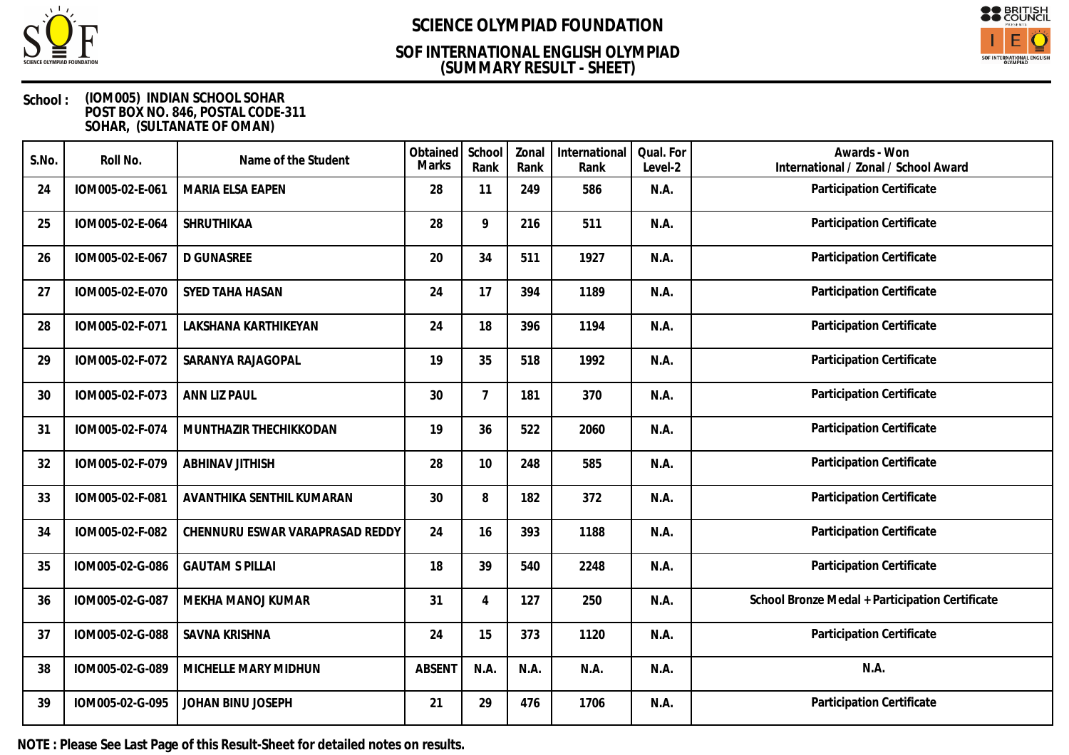# SCIENCE OLYMPIAD FOUNDATION

## SOF INTERNATIONAL ENGLISH OLYMPIAD
## (SUMMARY RESULT - SHEET)

**School :** (IOM005) INDIAN SCHOOL SOHAR
POST BOX NO. 846, POSTAL CODE-311
SOHAR, (SULTANATE OF OMAN)

| S.No. | Roll No. | Name of the Student | Obtained Marks | School Rank | Zonal Rank | International Rank | Qual. For Level-2 | Awards - Won International / Zonal / School Award |
|---|---|---|---|---|---|---|---|---|
| 24 | IOM005-02-E-061 | MARIA ELSA EAPEN | 28 | 11 | 249 | 586 | N.A. | Participation Certificate |
| 25 | IOM005-02-E-064 | SHRUTHIKAA | 28 | 9 | 216 | 511 | N.A. | Participation Certificate |
| 26 | IOM005-02-E-067 | D GUNASREE | 20 | 34 | 511 | 1927 | N.A. | Participation Certificate |
| 27 | IOM005-02-E-070 | SYED TAHA HASAN | 24 | 17 | 394 | 1189 | N.A. | Participation Certificate |
| 28 | IOM005-02-F-071 | LAKSHANA KARTHIKEYAN | 24 | 18 | 396 | 1194 | N.A. | Participation Certificate |
| 29 | IOM005-02-F-072 | SARANYA RAJAGOPAL | 19 | 35 | 518 | 1992 | N.A. | Participation Certificate |
| 30 | IOM005-02-F-073 | ANN LIZ PAUL | 30 | 7 | 181 | 370 | N.A. | Participation Certificate |
| 31 | IOM005-02-F-074 | MUNTHAZIR THECHIKKODAN | 19 | 36 | 522 | 2060 | N.A. | Participation Certificate |
| 32 | IOM005-02-F-079 | ABHINAV JITHISH | 28 | 10 | 248 | 585 | N.A. | Participation Certificate |
| 33 | IOM005-02-F-081 | AVANTHIKA SENTHIL KUMARAN | 30 | 8 | 182 | 372 | N.A. | Participation Certificate |
| 34 | IOM005-02-F-082 | CHENNURU ESWAR VARAPRASAD REDDY | 24 | 16 | 393 | 1188 | N.A. | Participation Certificate |
| 35 | IOM005-02-G-086 | GAUTAM S PILLAI | 18 | 39 | 540 | 2248 | N.A. | Participation Certificate |
| 36 | IOM005-02-G-087 | MEKHA MANOJ KUMAR | 31 | 4 | 127 | 250 | N.A. | School Bronze Medal + Participation Certificate |
| 37 | IOM005-02-G-088 | SAVNA KRISHNA | 24 | 15 | 373 | 1120 | N.A. | Participation Certificate |
| 38 | IOM005-02-G-089 | MICHELLE MARY MIDHUN | ABSENT | N.A. | N.A. | N.A. | N.A. | N.A. |
| 39 | IOM005-02-G-095 | JOHAN BINU JOSEPH | 21 | 29 | 476 | 1706 | N.A. | Participation Certificate |

**NOTE : Please See Last Page of this Result-Sheet for detailed notes on results.**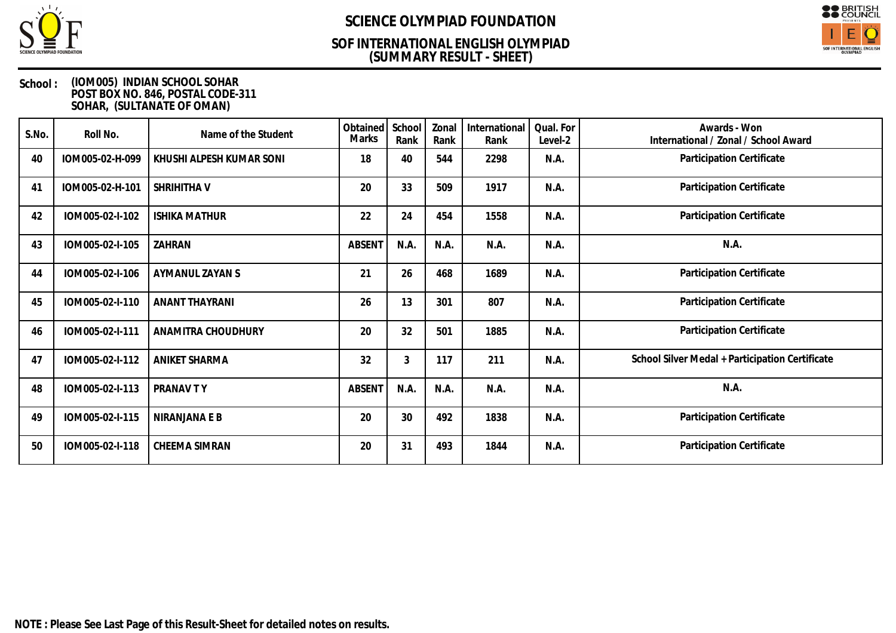# SCIENCE OLYMPIAD FOUNDATION

## SOF INTERNATIONAL ENGLISH OLYMPIAD (SUMMARY RESULT - SHEET)

**School :** (IOM005) INDIAN SCHOOL SOHAR
POST BOX NO. 846, POSTAL CODE-311
SOHAR, (SULTANATE OF OMAN)

| S.No. | Roll No. | Name of the Student | Obtained Marks | School Rank | Zonal Rank | International Rank | Qual. For Level-2 | Awards - Won International / Zonal / School Award |
|---|---|---|---|---|---|---|---|---|
| 40 | IOM005-02-H-099 | KHUSHI ALPESH KUMAR SONI | 18 | 40 | 544 | 2298 | N.A. | Participation Certificate |
| 41 | IOM005-02-H-101 | SHRIHITHA V | 20 | 33 | 509 | 1917 | N.A. | Participation Certificate |
| 42 | IOM005-02-I-102 | ISHIKA MATHUR | 22 | 24 | 454 | 1558 | N.A. | Participation Certificate |
| 43 | IOM005-02-I-105 | ZAHRAN | ABSENT | N.A. | N.A. | N.A. | N.A. | N.A. |
| 44 | IOM005-02-I-106 | AYMANUL ZAYAN S | 21 | 26 | 468 | 1689 | N.A. | Participation Certificate |
| 45 | IOM005-02-I-110 | ANANT THAYRANI | 26 | 13 | 301 | 807 | N.A. | Participation Certificate |
| 46 | IOM005-02-I-111 | ANAMITRA CHOUDHURY | 20 | 32 | 501 | 1885 | N.A. | Participation Certificate |
| 47 | IOM005-02-I-112 | ANIKET SHARMA | 32 | 3 | 117 | 211 | N.A. | School Silver Medal + Participation Certificate |
| 48 | IOM005-02-I-113 | PRANAV T Y | ABSENT | N.A. | N.A. | N.A. | N.A. | N.A. |
| 49 | IOM005-02-I-115 | NIRANJANA E B | 20 | 30 | 492 | 1838 | N.A. | Participation Certificate |
| 50 | IOM005-02-I-118 | CHEEMA SIMRAN | 20 | 31 | 493 | 1844 | N.A. | Participation Certificate |

**NOTE : Please See Last Page of this Result-Sheet for detailed notes on results.**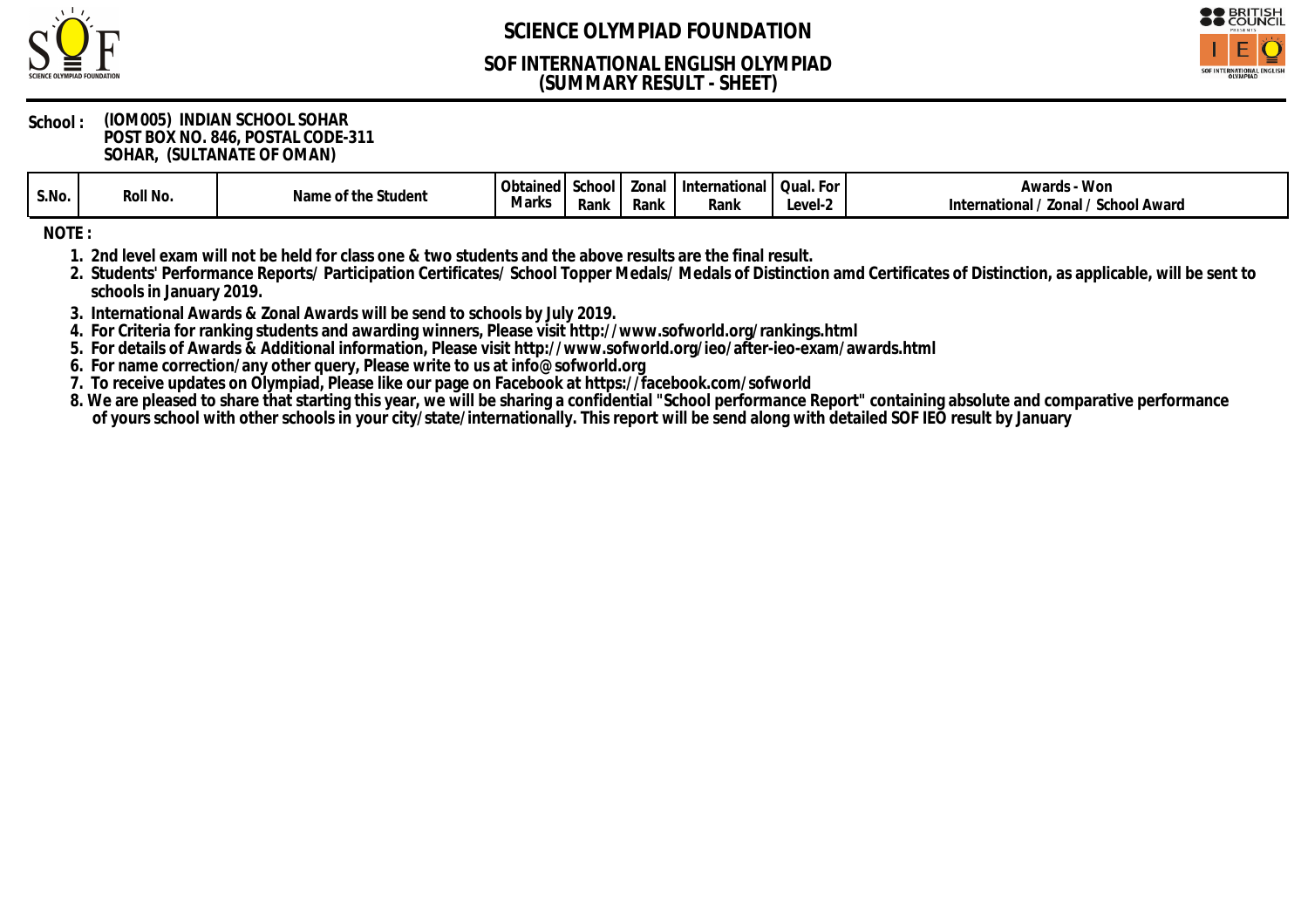# SCIENCE OLYMPIAD FOUNDATION

## SOF INTERNATIONAL ENGLISH OLYMPIAD
## (SUMMARY RESULT - SHEET)

**School :** **(IOM005) INDIAN SCHOOL SOHAR**
**POST BOX NO. 846, POSTAL CODE-311**
**SOHAR, (SULTANATE OF OMAN)**

| S.No. | Roll No. | Name of the Student | Obtained Marks | School Rank | Zonal Rank | International Rank | Qual. For Level-2 | Awards - Won International / Zonal / School Award |
|---|---|---|---|---|---|---|---|---|

**NOTE :**

1. 2nd level exam will not be held for class one & two students and the above results are the final result.
2. Students' Performance Reports/ Participation Certificates/ School Topper Medals/ Medals of Distinction amd Certificates of Distinction, as applicable, will be sent to schools in January 2019.
3. International Awards & Zonal Awards will be send to schools by July 2019.
4. For Criteria for ranking students and awarding winners, Please visit http://www.sofworld.org/rankings.html
5. For details of Awards & Additional information, Please visit http://www.sofworld.org/ieo/after-ieo-exam/awards.html
6. For name correction/any other query, Please write to us at info@sofworld.org
7. To receive updates on Olympiad, Please like our page on Facebook at https://facebook.com/sofworld
8. We are pleased to share that starting this year, we will be sharing a confidential "School performance Report" containing absolute and comparative performance of yours school with other schools in your city/state/internationally. This report will be send along with detailed SOF IEO result by January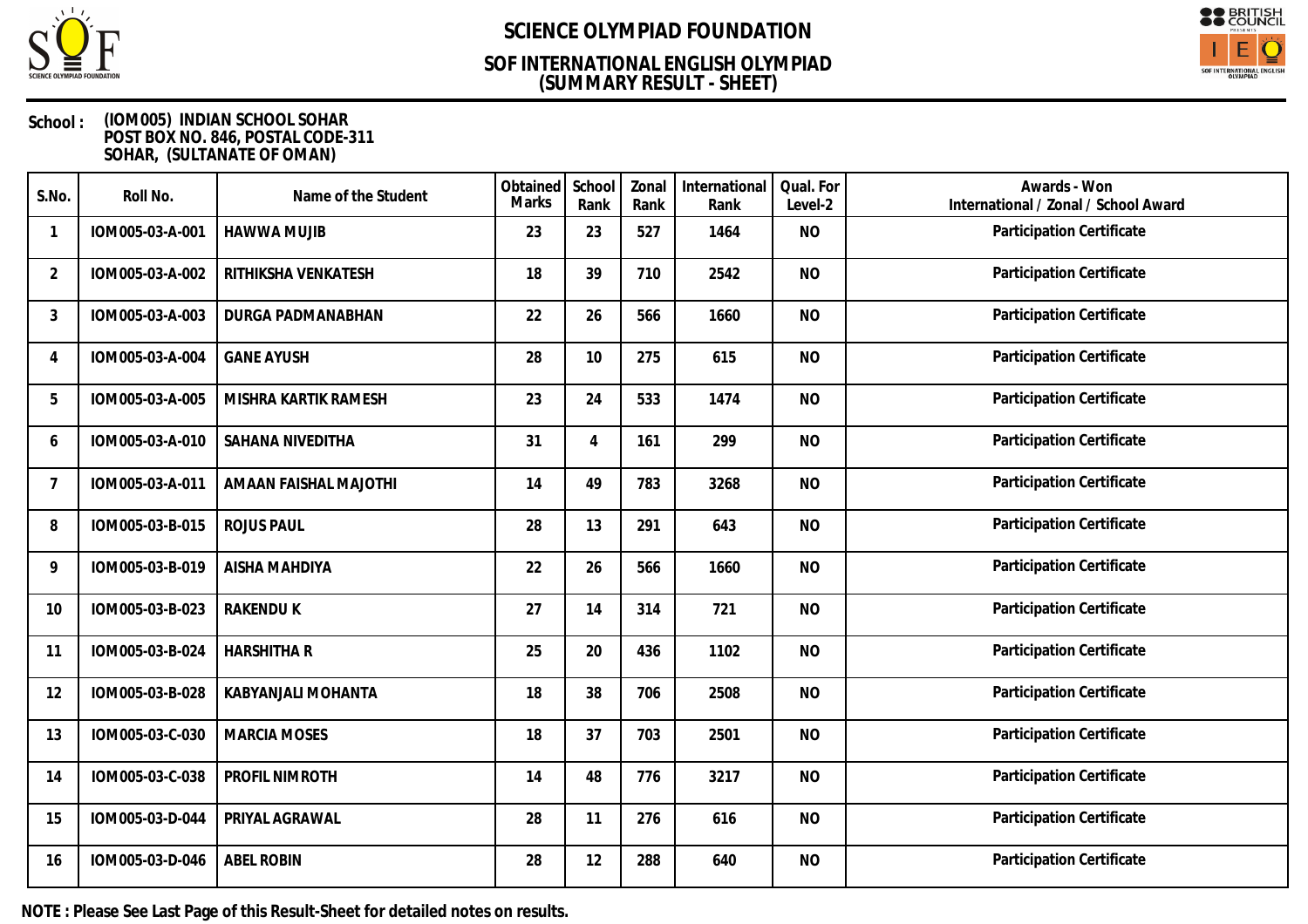# SCIENCE OLYMPIAD FOUNDATION

## SOF INTERNATIONAL ENGLISH OLYMPIAD (SUMMARY RESULT - SHEET)

**School :** (IOM005) INDIAN SCHOOL SOHAR
POST BOX NO. 846, POSTAL CODE-311
SOHAR, (SULTANATE OF OMAN)

| S.No. | Roll No. | Name of the Student | Obtained Marks | School Rank | Zonal Rank | International Rank | Qual. For Level-2 | Awards - Won International / Zonal / School Award |
|---|---|---|---|---|---|---|---|---|
| 1 | IOM005-03-A-001 | HAWWA MUJIB | 23 | 23 | 527 | 1464 | NO | Participation Certificate |
| 2 | IOM005-03-A-002 | RITHIKSHA VENKATESH | 18 | 39 | 710 | 2542 | NO | Participation Certificate |
| 3 | IOM005-03-A-003 | DURGA PADMANABHAN | 22 | 26 | 566 | 1660 | NO | Participation Certificate |
| 4 | IOM005-03-A-004 | GANE AYUSH | 28 | 10 | 275 | 615 | NO | Participation Certificate |
| 5 | IOM005-03-A-005 | MISHRA KARTIK RAMESH | 23 | 24 | 533 | 1474 | NO | Participation Certificate |
| 6 | IOM005-03-A-010 | SAHANA NIVEDITHA | 31 | 4 | 161 | 299 | NO | Participation Certificate |
| 7 | IOM005-03-A-011 | AMAAN FAISHAL MAJOTHI | 14 | 49 | 783 | 3268 | NO | Participation Certificate |
| 8 | IOM005-03-B-015 | ROJUS PAUL | 28 | 13 | 291 | 643 | NO | Participation Certificate |
| 9 | IOM005-03-B-019 | AISHA MAHDIYA | 22 | 26 | 566 | 1660 | NO | Participation Certificate |
| 10 | IOM005-03-B-023 | RAKENDU K | 27 | 14 | 314 | 721 | NO | Participation Certificate |
| 11 | IOM005-03-B-024 | HARSHITHA R | 25 | 20 | 436 | 1102 | NO | Participation Certificate |
| 12 | IOM005-03-B-028 | KABYANJALI MOHANTA | 18 | 38 | 706 | 2508 | NO | Participation Certificate |
| 13 | IOM005-03-C-030 | MARCIA MOSES | 18 | 37 | 703 | 2501 | NO | Participation Certificate |
| 14 | IOM005-03-C-038 | PROFIL NIMROTH | 14 | 48 | 776 | 3217 | NO | Participation Certificate |
| 15 | IOM005-03-D-044 | PRIYAL AGRAWAL | 28 | 11 | 276 | 616 | NO | Participation Certificate |
| 16 | IOM005-03-D-046 | ABEL ROBIN | 28 | 12 | 288 | 640 | NO | Participation Certificate |

**NOTE : Please See Last Page of this Result-Sheet for detailed notes on results.**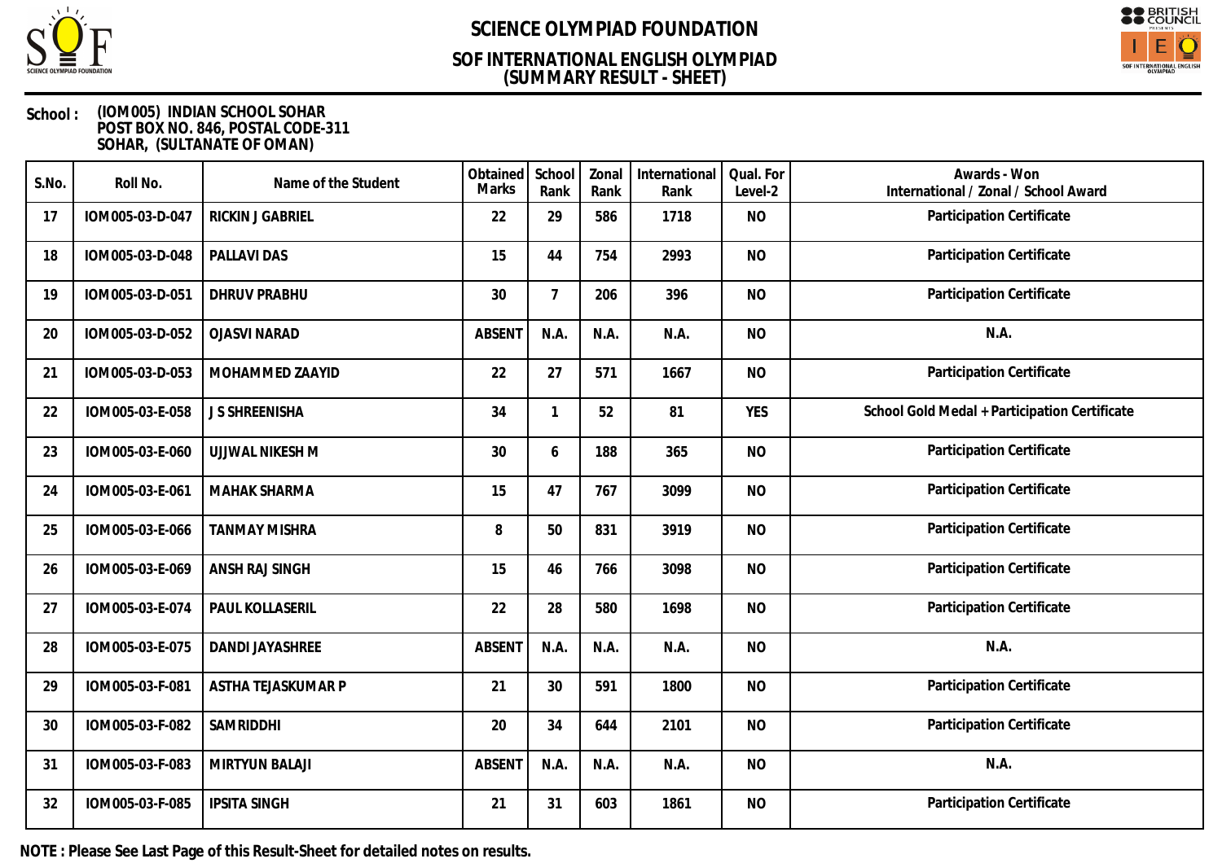# SCIENCE OLYMPIAD FOUNDATION

## SOF INTERNATIONAL ENGLISH OLYMPIAD
## (SUMMARY RESULT - SHEET)

**School :** (IOM005) INDIAN SCHOOL SOHAR
POST BOX NO. 846, POSTAL CODE-311
SOHAR, (SULTANATE OF OMAN)

| S.No. | Roll No. | Name of the Student | Obtained Marks | School Rank | Zonal Rank | International Rank | Qual. For Level-2 | Awards - Won International / Zonal / School Award |
|---|---|---|---|---|---|---|---|---|
| 17 | IOM005-03-D-047 | RICKIN J GABRIEL | 22 | 29 | 586 | 1718 | NO | Participation Certificate |
| 18 | IOM005-03-D-048 | PALLAVI DAS | 15 | 44 | 754 | 2993 | NO | Participation Certificate |
| 19 | IOM005-03-D-051 | DHRUV PRABHU | 30 | 7 | 206 | 396 | NO | Participation Certificate |
| 20 | IOM005-03-D-052 | OJASVI NARAD | ABSENT | N.A. | N.A. | N.A. | NO | N.A. |
| 21 | IOM005-03-D-053 | MOHAMMED ZAAYID | 22 | 27 | 571 | 1667 | NO | Participation Certificate |
| 22 | IOM005-03-E-058 | J S SHREENISHA | 34 | 1 | 52 | 81 | YES | School Gold Medal + Participation Certificate |
| 23 | IOM005-03-E-060 | UJJWAL NIKESH M | 30 | 6 | 188 | 365 | NO | Participation Certificate |
| 24 | IOM005-03-E-061 | MAHAK SHARMA | 15 | 47 | 767 | 3099 | NO | Participation Certificate |
| 25 | IOM005-03-E-066 | TANMAY MISHRA | 8 | 50 | 831 | 3919 | NO | Participation Certificate |
| 26 | IOM005-03-E-069 | ANSH RAJ SINGH | 15 | 46 | 766 | 3098 | NO | Participation Certificate |
| 27 | IOM005-03-E-074 | PAUL KOLLASERIL | 22 | 28 | 580 | 1698 | NO | Participation Certificate |
| 28 | IOM005-03-E-075 | DANDI JAYASHREE | ABSENT | N.A. | N.A. | N.A. | NO | N.A. |
| 29 | IOM005-03-F-081 | ASTHA TEJASKUMAR P | 21 | 30 | 591 | 1800 | NO | Participation Certificate |
| 30 | IOM005-03-F-082 | SAMRIDDHI | 20 | 34 | 644 | 2101 | NO | Participation Certificate |
| 31 | IOM005-03-F-083 | MIRTYUN BALAJI | ABSENT | N.A. | N.A. | N.A. | NO | N.A. |
| 32 | IOM005-03-F-085 | IPSITA SINGH | 21 | 31 | 603 | 1861 | NO | Participation Certificate |

**NOTE : Please See Last Page of this Result-Sheet for detailed notes on results.**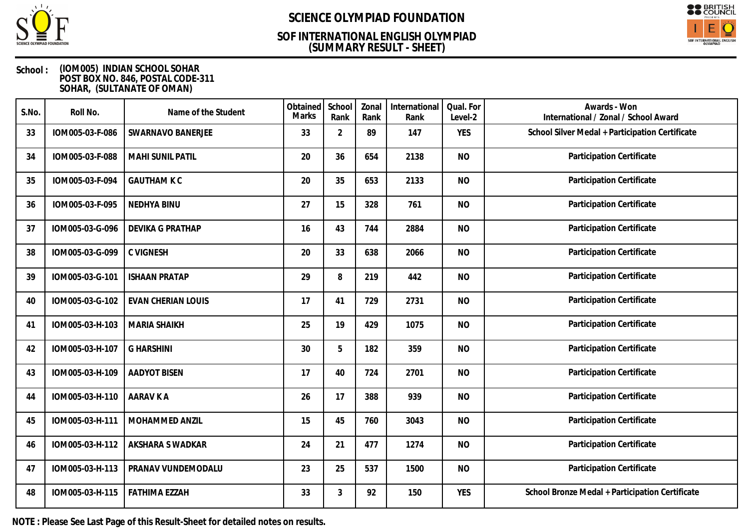# SCIENCE OLYMPIAD FOUNDATION

## SOF INTERNATIONAL ENGLISH OLYMPIAD
## (SUMMARY RESULT - SHEET)

**School :** (IOM005) INDIAN SCHOOL SOHAR
POST BOX NO. 846, POSTAL CODE-311
SOHAR, (SULTANATE OF OMAN)

| S.No. | Roll No. | Name of the Student | Obtained Marks | School Rank | Zonal Rank | International Rank | Qual. For Level-2 | Awards - Won International / Zonal / School Award |
|---|---|---|---|---|---|---|---|---|
| 33 | IOM005-03-F-086 | SWARNAVO BANERJEE | 33 | 2 | 89 | 147 | YES | School Silver Medal + Participation Certificate |
| 34 | IOM005-03-F-088 | MAHI SUNIL PATIL | 20 | 36 | 654 | 2138 | NO | Participation Certificate |
| 35 | IOM005-03-F-094 | GAUTHAM K C | 20 | 35 | 653 | 2133 | NO | Participation Certificate |
| 36 | IOM005-03-F-095 | NEDHYA BINU | 27 | 15 | 328 | 761 | NO | Participation Certificate |
| 37 | IOM005-03-G-096 | DEVIKA G PRATHAP | 16 | 43 | 744 | 2884 | NO | Participation Certificate |
| 38 | IOM005-03-G-099 | C VIGNESH | 20 | 33 | 638 | 2066 | NO | Participation Certificate |
| 39 | IOM005-03-G-101 | ISHAAN PRATAP | 29 | 8 | 219 | 442 | NO | Participation Certificate |
| 40 | IOM005-03-G-102 | EVAN CHERIAN LOUIS | 17 | 41 | 729 | 2731 | NO | Participation Certificate |
| 41 | IOM005-03-H-103 | MARIA SHAIKH | 25 | 19 | 429 | 1075 | NO | Participation Certificate |
| 42 | IOM005-03-H-107 | G HARSHINI | 30 | 5 | 182 | 359 | NO | Participation Certificate |
| 43 | IOM005-03-H-109 | AADYOT BISEN | 17 | 40 | 724 | 2701 | NO | Participation Certificate |
| 44 | IOM005-03-H-110 | AARAV K A | 26 | 17 | 388 | 939 | NO | Participation Certificate |
| 45 | IOM005-03-H-111 | MOHAMMED ANZIL | 15 | 45 | 760 | 3043 | NO | Participation Certificate |
| 46 | IOM005-03-H-112 | AKSHARA S WADKAR | 24 | 21 | 477 | 1274 | NO | Participation Certificate |
| 47 | IOM005-03-H-113 | PRANAV VUNDEMODALU | 23 | 25 | 537 | 1500 | NO | Participation Certificate |
| 48 | IOM005-03-H-115 | FATHIMA EZZAH | 33 | 3 | 92 | 150 | YES | School Bronze Medal + Participation Certificate |

**NOTE : Please See Last Page of this Result-Sheet for detailed notes on results.**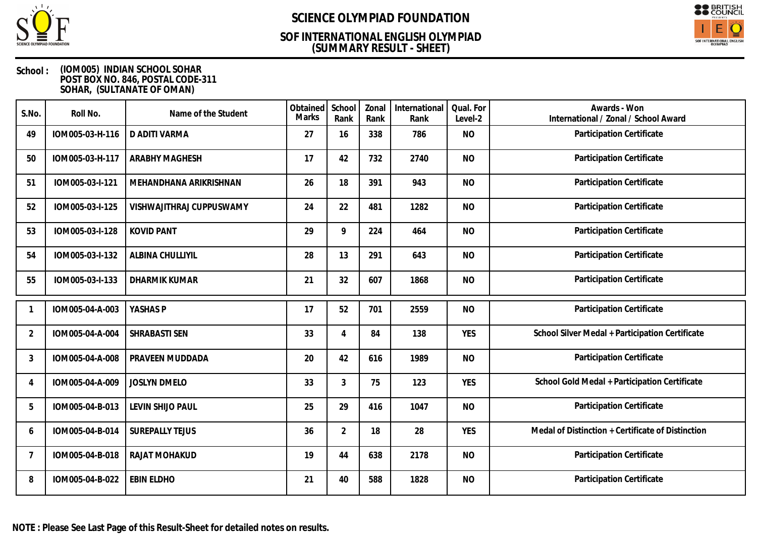# SCIENCE OLYMPIAD FOUNDATION

## SOF INTERNATIONAL ENGLISH OLYMPIAD (SUMMARY RESULT - SHEET)

**School :** (IOM005) INDIAN SCHOOL SOHAR
POST BOX NO. 846, POSTAL CODE-311
SOHAR, (SULTANATE OF OMAN)

| S.No. | Roll No. | Name of the Student | Obtained Marks | School Rank | Zonal Rank | International Rank | Qual. For Level-2 | Awards - Won International / Zonal / School Award |
|---|---|---|---|---|---|---|---|---|
| 49 | IOM005-03-H-116 | D ADITI VARMA | 27 | 16 | 338 | 786 | NO | Participation Certificate |
| 50 | IOM005-03-H-117 | ARABHY MAGHESH | 17 | 42 | 732 | 2740 | NO | Participation Certificate |
| 51 | IOM005-03-I-121 | MEHANDHANA ARIKRISHNAN | 26 | 18 | 391 | 943 | NO | Participation Certificate |
| 52 | IOM005-03-I-125 | VISHWAJITHRAJ CUPPUSWAMY | 24 | 22 | 481 | 1282 | NO | Participation Certificate |
| 53 | IOM005-03-I-128 | KOVID PANT | 29 | 9 | 224 | 464 | NO | Participation Certificate |
| 54 | IOM005-03-I-132 | ALBINA CHULLIYIL | 28 | 13 | 291 | 643 | NO | Participation Certificate |
| 55 | IOM005-03-I-133 | DHARMIK KUMAR | 21 | 32 | 607 | 1868 | NO | Participation Certificate |
| 1 | IOM005-04-A-003 | YASHAS P | 17 | 52 | 701 | 2559 | NO | Participation Certificate |
| 2 | IOM005-04-A-004 | SHRABASTI SEN | 33 | 4 | 84 | 138 | YES | School Silver Medal + Participation Certificate |
| 3 | IOM005-04-A-008 | PRAVEEN MUDDADA | 20 | 42 | 616 | 1989 | NO | Participation Certificate |
| 4 | IOM005-04-A-009 | JOSLYN DMELO | 33 | 3 | 75 | 123 | YES | School Gold Medal + Participation Certificate |
| 5 | IOM005-04-B-013 | LEVIN SHIJO PAUL | 25 | 29 | 416 | 1047 | NO | Participation Certificate |
| 6 | IOM005-04-B-014 | SUREPALLY TEJUS | 36 | 2 | 18 | 28 | YES | Medal of Distinction + Certificate of Distinction |
| 7 | IOM005-04-B-018 | RAJAT MOHAKUD | 19 | 44 | 638 | 2178 | NO | Participation Certificate |
| 8 | IOM005-04-B-022 | EBIN ELDHO | 21 | 40 | 588 | 1828 | NO | Participation Certificate |

**NOTE : Please See Last Page of this Result-Sheet for detailed notes on results.**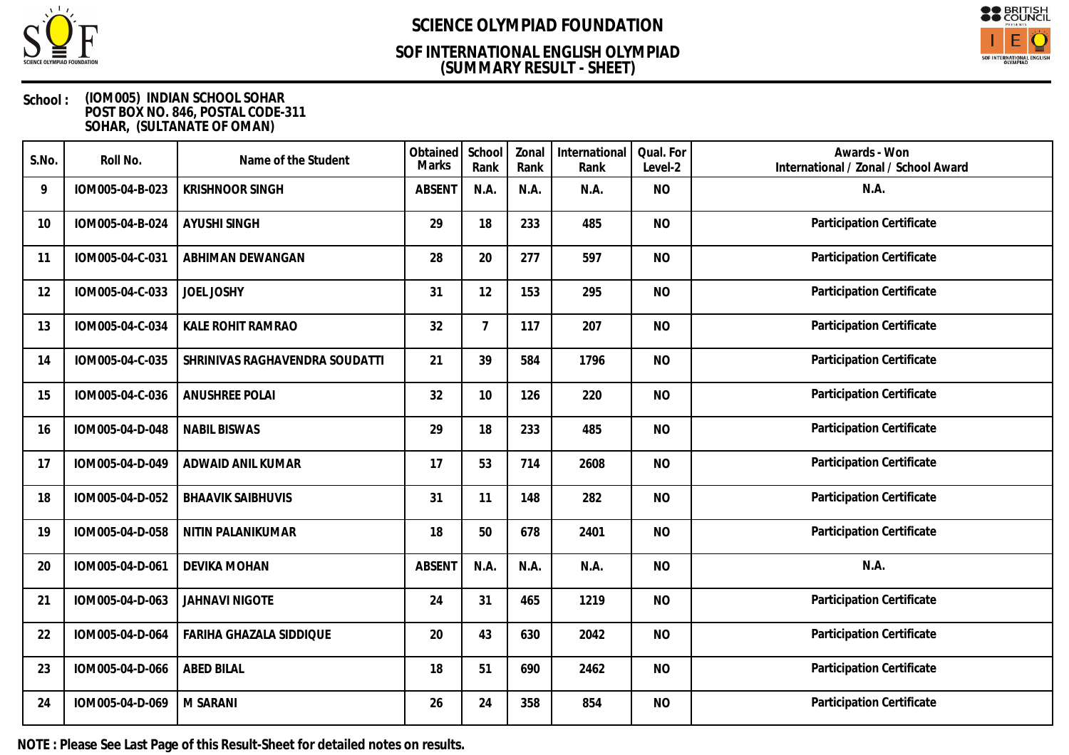# SCIENCE OLYMPIAD FOUNDATION

## SOF INTERNATIONAL ENGLISH OLYMPIAD
## (SUMMARY RESULT - SHEET)

**School :** (IOM005) INDIAN SCHOOL SOHAR
POST BOX NO. 846, POSTAL CODE-311
SOHAR, (SULTANATE OF OMAN)

| S.No. | Roll No. | Name of the Student | Obtained Marks | School Rank | Zonal Rank | International Rank | Qual. For Level-2 | Awards - Won International / Zonal / School Award |
|---|---|---|---|---|---|---|---|---|
| 9 | IOM005-04-B-023 | KRISHNOOR SINGH | ABSENT | N.A. | N.A. | N.A. | NO | N.A. |
| 10 | IOM005-04-B-024 | AYUSHI SINGH | 29 | 18 | 233 | 485 | NO | Participation Certificate |
| 11 | IOM005-04-C-031 | ABHIMAN DEWANGAN | 28 | 20 | 277 | 597 | NO | Participation Certificate |
| 12 | IOM005-04-C-033 | JOEL JOSHY | 31 | 12 | 153 | 295 | NO | Participation Certificate |
| 13 | IOM005-04-C-034 | KALE ROHIT RAMRAO | 32 | 7 | 117 | 207 | NO | Participation Certificate |
| 14 | IOM005-04-C-035 | SHRINIVAS RAGHAVENDRA SOUDATTI | 21 | 39 | 584 | 1796 | NO | Participation Certificate |
| 15 | IOM005-04-C-036 | ANUSHREE POLAI | 32 | 10 | 126 | 220 | NO | Participation Certificate |
| 16 | IOM005-04-D-048 | NABIL BISWAS | 29 | 18 | 233 | 485 | NO | Participation Certificate |
| 17 | IOM005-04-D-049 | ADWAID ANIL KUMAR | 17 | 53 | 714 | 2608 | NO | Participation Certificate |
| 18 | IOM005-04-D-052 | BHAAVIK SAIBHUVIS | 31 | 11 | 148 | 282 | NO | Participation Certificate |
| 19 | IOM005-04-D-058 | NITIN PALANIKUMAR | 18 | 50 | 678 | 2401 | NO | Participation Certificate |
| 20 | IOM005-04-D-061 | DEVIKA MOHAN | ABSENT | N.A. | N.A. | N.A. | NO | N.A. |
| 21 | IOM005-04-D-063 | JAHNAVI NIGOTE | 24 | 31 | 465 | 1219 | NO | Participation Certificate |
| 22 | IOM005-04-D-064 | FARIHA GHAZALA SIDDIQUE | 20 | 43 | 630 | 2042 | NO | Participation Certificate |
| 23 | IOM005-04-D-066 | ABED BILAL | 18 | 51 | 690 | 2462 | NO | Participation Certificate |
| 24 | IOM005-04-D-069 | M SARANI | 26 | 24 | 358 | 854 | NO | Participation Certificate |

**NOTE : Please See Last Page of this Result-Sheet for detailed notes on results.**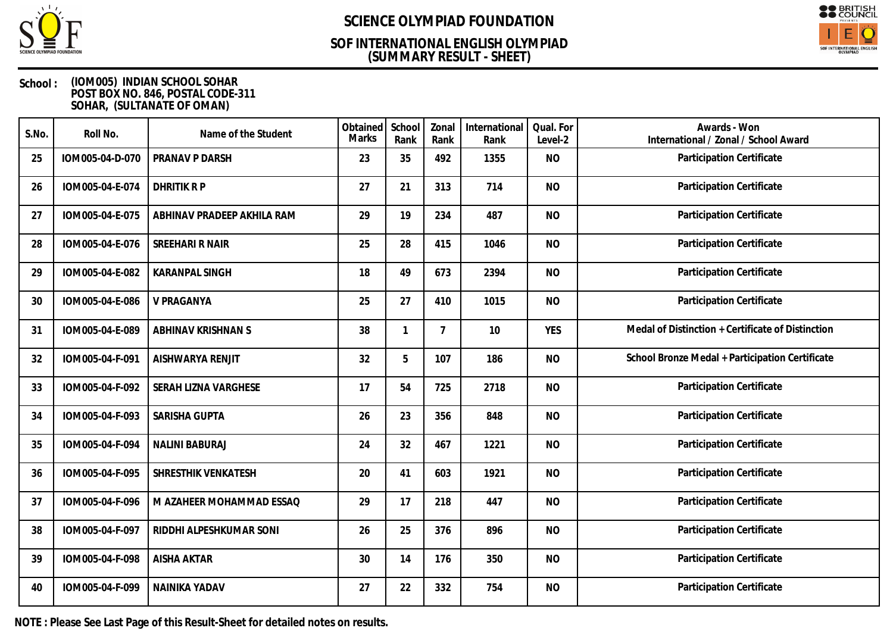# SCIENCE OLYMPIAD FOUNDATION

## SOF INTERNATIONAL ENGLISH OLYMPIAD
## (SUMMARY RESULT - SHEET)

**School :** (IOM005) INDIAN SCHOOL SOHAR
POST BOX NO. 846, POSTAL CODE-311
SOHAR, (SULTANATE OF OMAN)

| S.No. | Roll No. | Name of the Student | Obtained Marks | School Rank | Zonal Rank | International Rank | Qual. For Level-2 | Awards - Won International / Zonal / School Award |
|---|---|---|---|---|---|---|---|---|
| 25 | IOM005-04-D-070 | PRANAV P DARSH | 23 | 35 | 492 | 1355 | NO | Participation Certificate |
| 26 | IOM005-04-E-074 | DHRITIK R P | 27 | 21 | 313 | 714 | NO | Participation Certificate |
| 27 | IOM005-04-E-075 | ABHINAV PRADEEP AKHILA RAM | 29 | 19 | 234 | 487 | NO | Participation Certificate |
| 28 | IOM005-04-E-076 | SREEHARI R NAIR | 25 | 28 | 415 | 1046 | NO | Participation Certificate |
| 29 | IOM005-04-E-082 | KARANPAL SINGH | 18 | 49 | 673 | 2394 | NO | Participation Certificate |
| 30 | IOM005-04-E-086 | V PRAGANYA | 25 | 27 | 410 | 1015 | NO | Participation Certificate |
| 31 | IOM005-04-E-089 | ABHINAV KRISHNAN S | 38 | 1 | 7 | 10 | YES | Medal of Distinction + Certificate of Distinction |
| 32 | IOM005-04-F-091 | AISHWARYA RENJIT | 32 | 5 | 107 | 186 | NO | School Bronze Medal + Participation Certificate |
| 33 | IOM005-04-F-092 | SERAH LIZNA VARGHESE | 17 | 54 | 725 | 2718 | NO | Participation Certificate |
| 34 | IOM005-04-F-093 | SARISHA GUPTA | 26 | 23 | 356 | 848 | NO | Participation Certificate |
| 35 | IOM005-04-F-094 | NALINI BABURAJ | 24 | 32 | 467 | 1221 | NO | Participation Certificate |
| 36 | IOM005-04-F-095 | SHRESTHIK VENKATESH | 20 | 41 | 603 | 1921 | NO | Participation Certificate |
| 37 | IOM005-04-F-096 | M AZAHEER MOHAMMAD ESSAQ | 29 | 17 | 218 | 447 | NO | Participation Certificate |
| 38 | IOM005-04-F-097 | RIDDHI ALPESHKUMAR SONI | 26 | 25 | 376 | 896 | NO | Participation Certificate |
| 39 | IOM005-04-F-098 | AISHA AKTAR | 30 | 14 | 176 | 350 | NO | Participation Certificate |
| 40 | IOM005-04-F-099 | NAINIKA YADAV | 27 | 22 | 332 | 754 | NO | Participation Certificate |

**NOTE : Please See Last Page of this Result-Sheet for detailed notes on results.**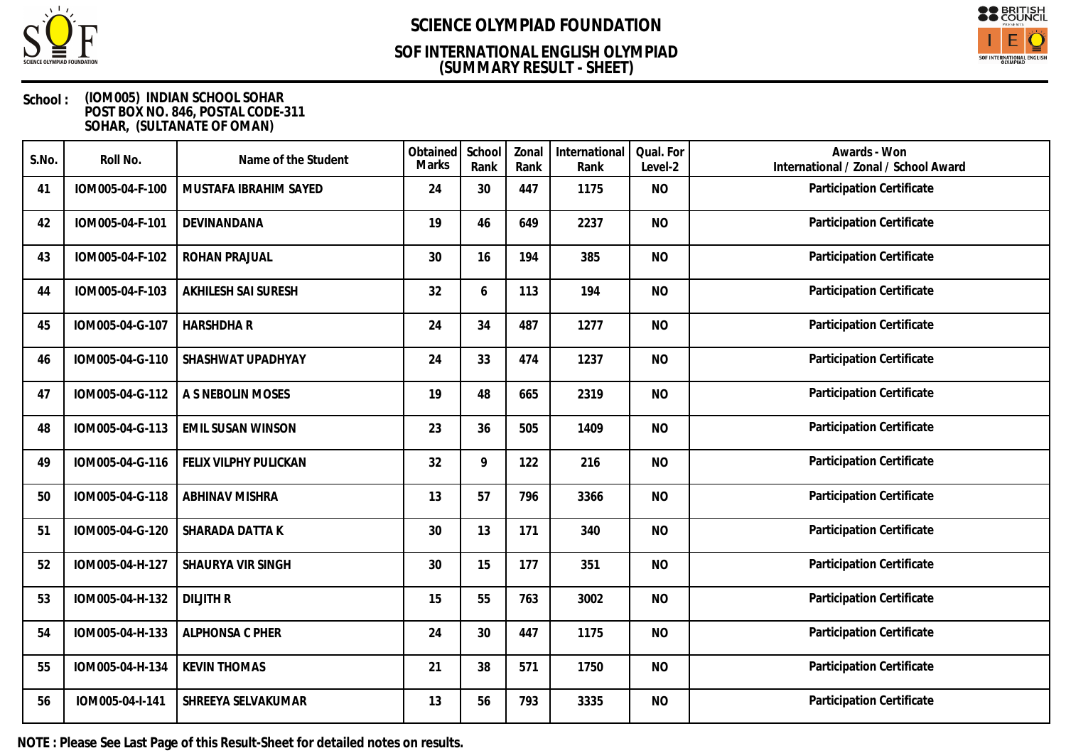# SCIENCE OLYMPIAD FOUNDATION

## SOF INTERNATIONAL ENGLISH OLYMPIAD
## (SUMMARY RESULT - SHEET)

**School :** (IOM005) INDIAN SCHOOL SOHAR
POST BOX NO. 846, POSTAL CODE-311
SOHAR, (SULTANATE OF OMAN)

| S.No. | Roll No. | Name of the Student | Obtained Marks | School Rank | Zonal Rank | International Rank | Qual. For Level-2 | Awards - Won International / Zonal / School Award |
|---|---|---|---|---|---|---|---|---|
| 41 | IOM005-04-F-100 | MUSTAFA IBRAHIM SAYED | 24 | 30 | 447 | 1175 | NO | Participation Certificate |
| 42 | IOM005-04-F-101 | DEVINANDANA | 19 | 46 | 649 | 2237 | NO | Participation Certificate |
| 43 | IOM005-04-F-102 | ROHAN PRAJUAL | 30 | 16 | 194 | 385 | NO | Participation Certificate |
| 44 | IOM005-04-F-103 | AKHILESH SAI SURESH | 32 | 6 | 113 | 194 | NO | Participation Certificate |
| 45 | IOM005-04-G-107 | HARSHDHA R | 24 | 34 | 487 | 1277 | NO | Participation Certificate |
| 46 | IOM005-04-G-110 | SHASHWAT UPADHYAY | 24 | 33 | 474 | 1237 | NO | Participation Certificate |
| 47 | IOM005-04-G-112 | A S NEBOLIN MOSES | 19 | 48 | 665 | 2319 | NO | Participation Certificate |
| 48 | IOM005-04-G-113 | EMIL SUSAN WINSON | 23 | 36 | 505 | 1409 | NO | Participation Certificate |
| 49 | IOM005-04-G-116 | FELIX VILPHY PULICKAN | 32 | 9 | 122 | 216 | NO | Participation Certificate |
| 50 | IOM005-04-G-118 | ABHINAV MISHRA | 13 | 57 | 796 | 3366 | NO | Participation Certificate |
| 51 | IOM005-04-G-120 | SHARADA DATTA K | 30 | 13 | 171 | 340 | NO | Participation Certificate |
| 52 | IOM005-04-H-127 | SHAURYA VIR SINGH | 30 | 15 | 177 | 351 | NO | Participation Certificate |
| 53 | IOM005-04-H-132 | DILJITH R | 15 | 55 | 763 | 3002 | NO | Participation Certificate |
| 54 | IOM005-04-H-133 | ALPHONSA C PHER | 24 | 30 | 447 | 1175 | NO | Participation Certificate |
| 55 | IOM005-04-H-134 | KEVIN THOMAS | 21 | 38 | 571 | 1750 | NO | Participation Certificate |
| 56 | IOM005-04-I-141 | SHREEYA SELVAKUMAR | 13 | 56 | 793 | 3335 | NO | Participation Certificate |

**NOTE : Please See Last Page of this Result-Sheet for detailed notes on results.**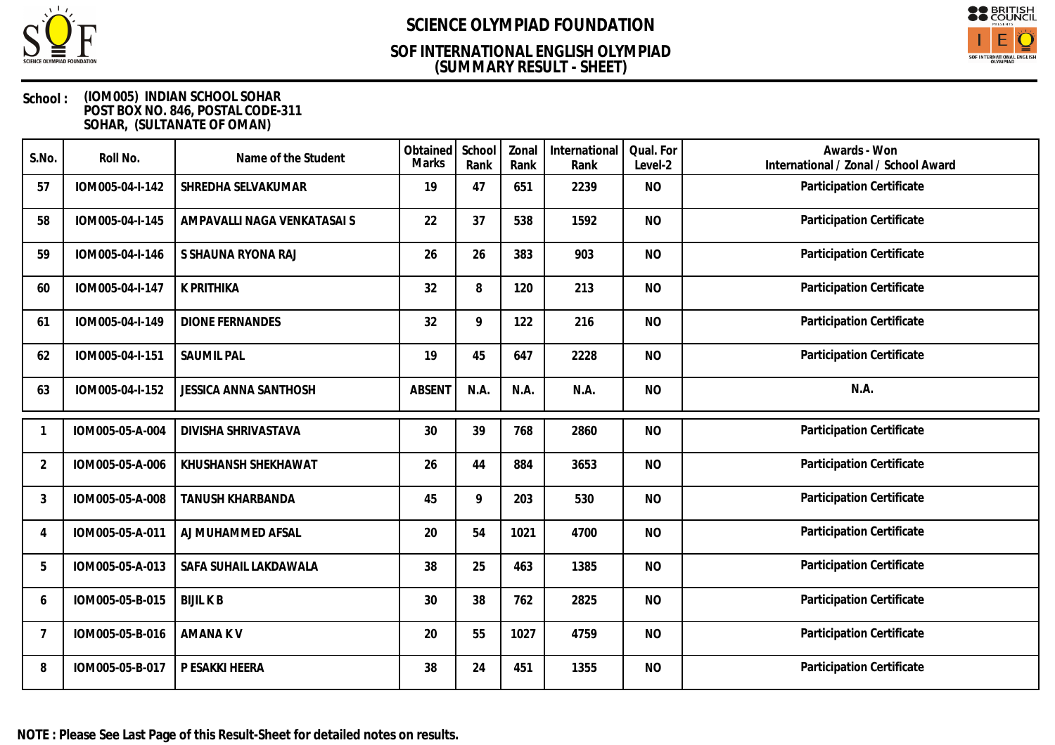# SCIENCE OLYMPIAD FOUNDATION

## SOF INTERNATIONAL ENGLISH OLYMPIAD
## (SUMMARY RESULT - SHEET)

**School :** (IOM005) INDIAN SCHOOL SOHAR
POST BOX NO. 846, POSTAL CODE-311
SOHAR, (SULTANATE OF OMAN)

| S.No. | Roll No. | Name of the Student | Obtained Marks | School Rank | Zonal Rank | International Rank | Qual. For Level-2 | Awards - Won International / Zonal / School Award |
|---|---|---|---|---|---|---|---|---|
| 57 | IOM005-04-I-142 | SHREDHA SELVAKUMAR | 19 | 47 | 651 | 2239 | NO | Participation Certificate |
| 58 | IOM005-04-I-145 | AMPAVALLI NAGA VENKATASAI S | 22 | 37 | 538 | 1592 | NO | Participation Certificate |
| 59 | IOM005-04-I-146 | S SHAUNA RYONA RAJ | 26 | 26 | 383 | 903 | NO | Participation Certificate |
| 60 | IOM005-04-I-147 | K PRITHIKA | 32 | 8 | 120 | 213 | NO | Participation Certificate |
| 61 | IOM005-04-I-149 | DIONE FERNANDES | 32 | 9 | 122 | 216 | NO | Participation Certificate |
| 62 | IOM005-04-I-151 | SAUMIL PAL | 19 | 45 | 647 | 2228 | NO | Participation Certificate |
| 63 | IOM005-04-I-152 | JESSICA ANNA SANTHOSH | ABSENT | N.A. | N.A. | N.A. | NO | N.A. |

| S.No. | Roll No. | Name of the Student | Obtained Marks | School Rank | Zonal Rank | International Rank | Qual. For Level-2 | Awards - Won International / Zonal / School Award |
|---|---|---|---|---|---|---|---|---|
| 1 | IOM005-05-A-004 | DIVISHA SHRIVASTAVA | 30 | 39 | 768 | 2860 | NO | Participation Certificate |
| 2 | IOM005-05-A-006 | KHUSHANSH SHEKHAWAT | 26 | 44 | 884 | 3653 | NO | Participation Certificate |
| 3 | IOM005-05-A-008 | TANUSH KHARBANDA | 45 | 9 | 203 | 530 | NO | Participation Certificate |
| 4 | IOM005-05-A-011 | AJ MUHAMMED AFSAL | 20 | 54 | 1021 | 4700 | NO | Participation Certificate |
| 5 | IOM005-05-A-013 | SAFA SUHAIL LAKDAWALA | 38 | 25 | 463 | 1385 | NO | Participation Certificate |
| 6 | IOM005-05-B-015 | BIJIL K B | 30 | 38 | 762 | 2825 | NO | Participation Certificate |
| 7 | IOM005-05-B-016 | AMANA K V | 20 | 55 | 1027 | 4759 | NO | Participation Certificate |
| 8 | IOM005-05-B-017 | P ESAKKI HEERA | 38 | 24 | 451 | 1355 | NO | Participation Certificate |

**NOTE : Please See Last Page of this Result-Sheet for detailed notes on results.**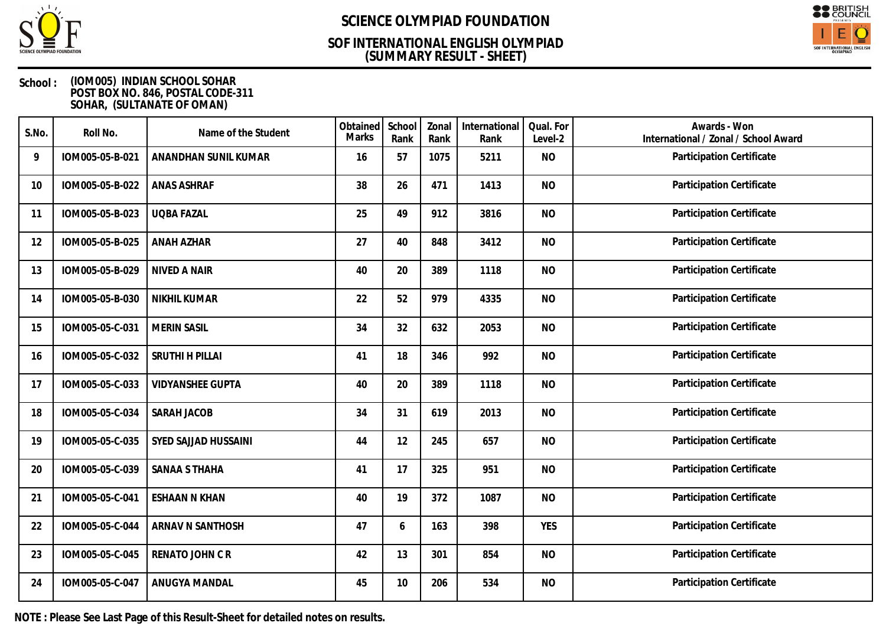# SCIENCE OLYMPIAD FOUNDATION

## SOF INTERNATIONAL ENGLISH OLYMPIAD
## (SUMMARY RESULT - SHEET)

**School :** (IOM005) INDIAN SCHOOL SOHAR
POST BOX NO. 846, POSTAL CODE-311
SOHAR, (SULTANATE OF OMAN)

| S.No. | Roll No. | Name of the Student | Obtained Marks | School Rank | Zonal Rank | International Rank | Qual. For Level-2 | Awards - Won International / Zonal / School Award |
|---|---|---|---|---|---|---|---|---|
| 9 | IOM005-05-B-021 | ANANDHAN SUNIL KUMAR | 16 | 57 | 1075 | 5211 | NO | Participation Certificate |
| 10 | IOM005-05-B-022 | ANAS ASHRAF | 38 | 26 | 471 | 1413 | NO | Participation Certificate |
| 11 | IOM005-05-B-023 | UQBA FAZAL | 25 | 49 | 912 | 3816 | NO | Participation Certificate |
| 12 | IOM005-05-B-025 | ANAH AZHAR | 27 | 40 | 848 | 3412 | NO | Participation Certificate |
| 13 | IOM005-05-B-029 | NIVED A NAIR | 40 | 20 | 389 | 1118 | NO | Participation Certificate |
| 14 | IOM005-05-B-030 | NIKHIL KUMAR | 22 | 52 | 979 | 4335 | NO | Participation Certificate |
| 15 | IOM005-05-C-031 | MERIN SASIL | 34 | 32 | 632 | 2053 | NO | Participation Certificate |
| 16 | IOM005-05-C-032 | SRUTHI H PILLAI | 41 | 18 | 346 | 992 | NO | Participation Certificate |
| 17 | IOM005-05-C-033 | VIDYANSHEE GUPTA | 40 | 20 | 389 | 1118 | NO | Participation Certificate |
| 18 | IOM005-05-C-034 | SARAH JACOB | 34 | 31 | 619 | 2013 | NO | Participation Certificate |
| 19 | IOM005-05-C-035 | SYED SAJJAD HUSSAINI | 44 | 12 | 245 | 657 | NO | Participation Certificate |
| 20 | IOM005-05-C-039 | SANAA S THAHA | 41 | 17 | 325 | 951 | NO | Participation Certificate |
| 21 | IOM005-05-C-041 | ESHAAN N KHAN | 40 | 19 | 372 | 1087 | NO | Participation Certificate |
| 22 | IOM005-05-C-044 | ARNAV N SANTHOSH | 47 | 6 | 163 | 398 | YES | Participation Certificate |
| 23 | IOM005-05-C-045 | RENATO JOHN C R | 42 | 13 | 301 | 854 | NO | Participation Certificate |
| 24 | IOM005-05-C-047 | ANUGYA MANDAL | 45 | 10 | 206 | 534 | NO | Participation Certificate |

**NOTE : Please See Last Page of this Result-Sheet for detailed notes on results.**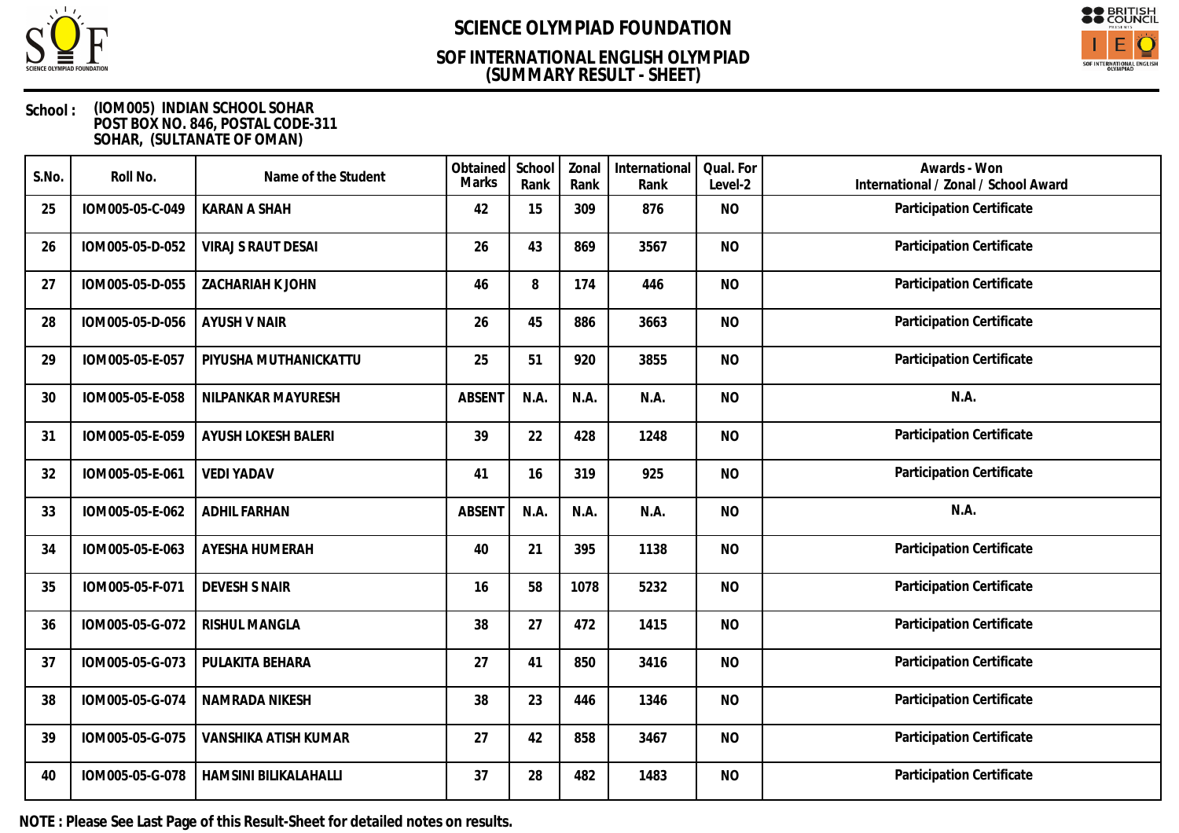# SCIENCE OLYMPIAD FOUNDATION

## SOF INTERNATIONAL ENGLISH OLYMPIAD
## (SUMMARY RESULT - SHEET)

**School :** (IOM005) INDIAN SCHOOL SOHAR
POST BOX NO. 846, POSTAL CODE-311
SOHAR, (SULTANATE OF OMAN)

| S.No. | Roll No. | Name of the Student | Obtained Marks | School Rank | Zonal Rank | International Rank | Qual. For Level-2 | Awards - Won International / Zonal / School Award |
|---|---|---|---|---|---|---|---|---|
| 25 | IOM005-05-C-049 | KARAN A SHAH | 42 | 15 | 309 | 876 | NO | Participation Certificate |
| 26 | IOM005-05-D-052 | VIRAJ S RAUT DESAI | 26 | 43 | 869 | 3567 | NO | Participation Certificate |
| 27 | IOM005-05-D-055 | ZACHARIAH K JOHN | 46 | 8 | 174 | 446 | NO | Participation Certificate |
| 28 | IOM005-05-D-056 | AYUSH V NAIR | 26 | 45 | 886 | 3663 | NO | Participation Certificate |
| 29 | IOM005-05-E-057 | PIYUSHA MUTHANICKATTU | 25 | 51 | 920 | 3855 | NO | Participation Certificate |
| 30 | IOM005-05-E-058 | NILPANKAR MAYURESH | ABSENT | N.A. | N.A. | N.A. | NO | N.A. |
| 31 | IOM005-05-E-059 | AYUSH LOKESH BALERI | 39 | 22 | 428 | 1248 | NO | Participation Certificate |
| 32 | IOM005-05-E-061 | VEDI YADAV | 41 | 16 | 319 | 925 | NO | Participation Certificate |
| 33 | IOM005-05-E-062 | ADHIL FARHAN | ABSENT | N.A. | N.A. | N.A. | NO | N.A. |
| 34 | IOM005-05-E-063 | AYESHA HUMERAH | 40 | 21 | 395 | 1138 | NO | Participation Certificate |
| 35 | IOM005-05-F-071 | DEVESH S NAIR | 16 | 58 | 1078 | 5232 | NO | Participation Certificate |
| 36 | IOM005-05-G-072 | RISHUL MANGLA | 38 | 27 | 472 | 1415 | NO | Participation Certificate |
| 37 | IOM005-05-G-073 | PULAKITA BEHARA | 27 | 41 | 850 | 3416 | NO | Participation Certificate |
| 38 | IOM005-05-G-074 | NAMRADA NIKESH | 38 | 23 | 446 | 1346 | NO | Participation Certificate |
| 39 | IOM005-05-G-075 | VANSHIKA ATISH KUMAR | 27 | 42 | 858 | 3467 | NO | Participation Certificate |
| 40 | IOM005-05-G-078 | HAMSINI BILIKALAHALLI | 37 | 28 | 482 | 1483 | NO | Participation Certificate |

**NOTE : Please See Last Page of this Result-Sheet for detailed notes on results.**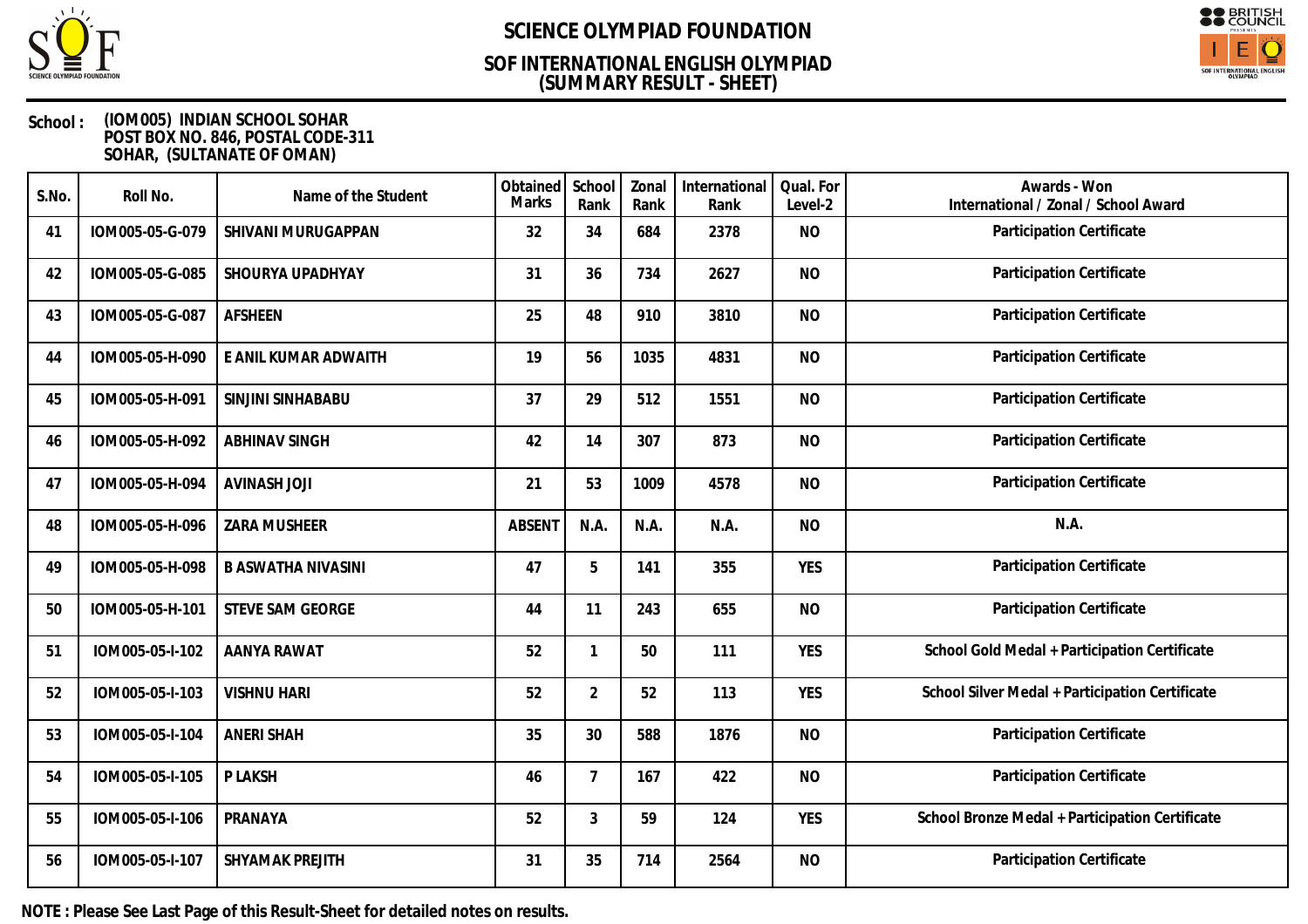# SCIENCE OLYMPIAD FOUNDATION

## SOF INTERNATIONAL ENGLISH OLYMPIAD
## (SUMMARY RESULT - SHEET)

**School :** (IOM005) INDIAN SCHOOL SOHAR
POST BOX NO. 846, POSTAL CODE-311
SOHAR, (SULTANATE OF OMAN)

| S.No. | Roll No. | Name of the Student | Obtained Marks | School Rank | Zonal Rank | International Rank | Qual. For Level-2 | Awards - Won International / Zonal / School Award |
|---|---|---|---|---|---|---|---|---|
| 41 | IOM005-05-G-079 | SHIVANI MURUGAPPAN | 32 | 34 | 684 | 2378 | NO | Participation Certificate |
| 42 | IOM005-05-G-085 | SHOURYA UPADHYAY | 31 | 36 | 734 | 2627 | NO | Participation Certificate |
| 43 | IOM005-05-G-087 | AFSHEEN | 25 | 48 | 910 | 3810 | NO | Participation Certificate |
| 44 | IOM005-05-H-090 | E ANIL KUMAR ADWAITH | 19 | 56 | 1035 | 4831 | NO | Participation Certificate |
| 45 | IOM005-05-H-091 | SINJINI SINHABABU | 37 | 29 | 512 | 1551 | NO | Participation Certificate |
| 46 | IOM005-05-H-092 | ABHINAV SINGH | 42 | 14 | 307 | 873 | NO | Participation Certificate |
| 47 | IOM005-05-H-094 | AVINASH JOJI | 21 | 53 | 1009 | 4578 | NO | Participation Certificate |
| 48 | IOM005-05-H-096 | ZARA MUSHEER | ABSENT | N.A. | N.A. | N.A. | NO | N.A. |
| 49 | IOM005-05-H-098 | B ASWATHA NIVASINI | 47 | 5 | 141 | 355 | YES | Participation Certificate |
| 50 | IOM005-05-H-101 | STEVE SAM GEORGE | 44 | 11 | 243 | 655 | NO | Participation Certificate |
| 51 | IOM005-05-I-102 | AANYA RAWAT | 52 | 1 | 50 | 111 | YES | School Gold Medal + Participation Certificate |
| 52 | IOM005-05-I-103 | VISHNU HARI | 52 | 2 | 52 | 113 | YES | School Silver Medal + Participation Certificate |
| 53 | IOM005-05-I-104 | ANERI SHAH | 35 | 30 | 588 | 1876 | NO | Participation Certificate |
| 54 | IOM005-05-I-105 | P LAKSH | 46 | 7 | 167 | 422 | NO | Participation Certificate |
| 55 | IOM005-05-I-106 | PRANAYA | 52 | 3 | 59 | 124 | YES | School Bronze Medal + Participation Certificate |
| 56 | IOM005-05-I-107 | SHYAMAK PREJITH | 31 | 35 | 714 | 2564 | NO | Participation Certificate |

**NOTE : Please See Last Page of this Result-Sheet for detailed notes on results.**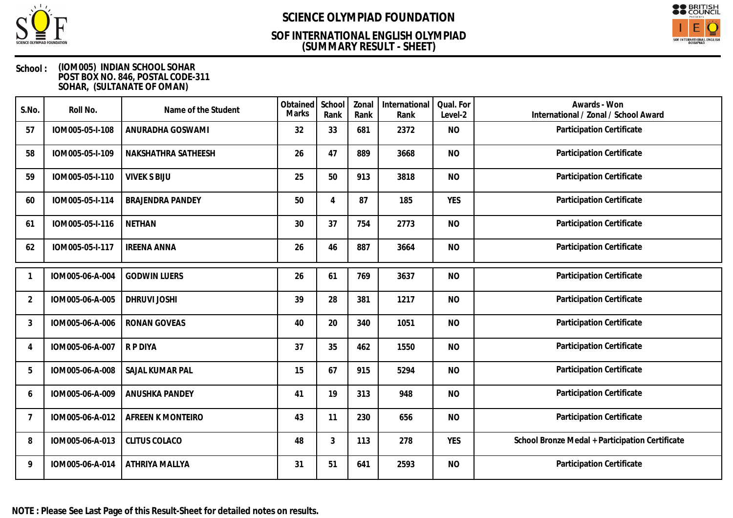# SCIENCE OLYMPIAD FOUNDATION

## SOF INTERNATIONAL ENGLISH OLYMPIAD
## (SUMMARY RESULT - SHEET)

**School :** (IOM005) INDIAN SCHOOL SOHAR
POST BOX NO. 846, POSTAL CODE-311
SOHAR, (SULTANATE OF OMAN)

| S.No. | Roll No. | Name of the Student | Obtained Marks | School Rank | Zonal Rank | International Rank | Qual. For Level-2 | Awards - Won International / Zonal / School Award |
|---|---|---|---|---|---|---|---|---|
| 57 | IOM005-05-I-108 | ANURADHA GOSWAMI | 32 | 33 | 681 | 2372 | NO | Participation Certificate |
| 58 | IOM005-05-I-109 | NAKSHATHRA SATHEESH | 26 | 47 | 889 | 3668 | NO | Participation Certificate |
| 59 | IOM005-05-I-110 | VIVEK S BIJU | 25 | 50 | 913 | 3818 | NO | Participation Certificate |
| 60 | IOM005-05-I-114 | BRAJENDRA PANDEY | 50 | 4 | 87 | 185 | YES | Participation Certificate |
| 61 | IOM005-05-I-116 | NETHAN | 30 | 37 | 754 | 2773 | NO | Participation Certificate |
| 62 | IOM005-05-I-117 | IREENA ANNA | 26 | 46 | 887 | 3664 | NO | Participation Certificate |
| 1 | IOM005-06-A-004 | GODWIN LUERS | 26 | 61 | 769 | 3637 | NO | Participation Certificate |
| 2 | IOM005-06-A-005 | DHRUVI JOSHI | 39 | 28 | 381 | 1217 | NO | Participation Certificate |
| 3 | IOM005-06-A-006 | RONAN GOVEAS | 40 | 20 | 340 | 1051 | NO | Participation Certificate |
| 4 | IOM005-06-A-007 | R P DIYA | 37 | 35 | 462 | 1550 | NO | Participation Certificate |
| 5 | IOM005-06-A-008 | SAJAL KUMAR PAL | 15 | 67 | 915 | 5294 | NO | Participation Certificate |
| 6 | IOM005-06-A-009 | ANUSHKA PANDEY | 41 | 19 | 313 | 948 | NO | Participation Certificate |
| 7 | IOM005-06-A-012 | AFREEN K MONTEIRO | 43 | 11 | 230 | 656 | NO | Participation Certificate |
| 8 | IOM005-06-A-013 | CLITUS COLACO | 48 | 3 | 113 | 278 | YES | School Bronze Medal + Participation Certificate |
| 9 | IOM005-06-A-014 | ATHRIYA MALLYA | 31 | 51 | 641 | 2593 | NO | Participation Certificate |

**NOTE : Please See Last Page of this Result-Sheet for detailed notes on results.**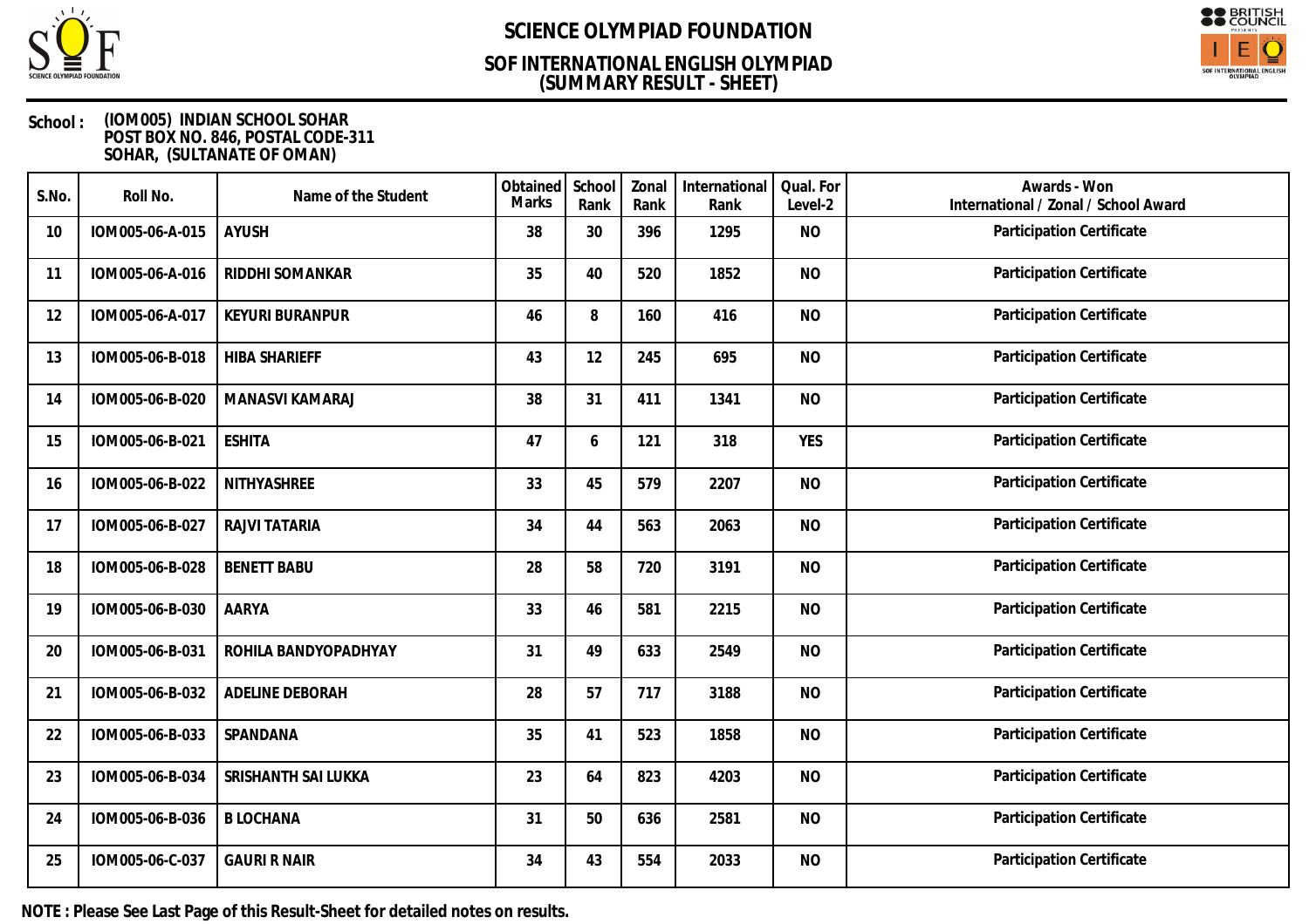# SCIENCE OLYMPIAD FOUNDATION

## SOF INTERNATIONAL ENGLISH OLYMPIAD
## (SUMMARY RESULT - SHEET)

**School :** (IOM005) INDIAN SCHOOL SOHAR
POST BOX NO. 846, POSTAL CODE-311
SOHAR, (SULTANATE OF OMAN)

| S.No. | Roll No. | Name of the Student | Obtained Marks | School Rank | Zonal Rank | International Rank | Qual. For Level-2 | Awards - Won International / Zonal / School Award |
|---|---|---|---|---|---|---|---|---|
| 10 | IOM005-06-A-015 | AYUSH | 38 | 30 | 396 | 1295 | NO | Participation Certificate |
| 11 | IOM005-06-A-016 | RIDDHI SOMANKAR | 35 | 40 | 520 | 1852 | NO | Participation Certificate |
| 12 | IOM005-06-A-017 | KEYURI BURANPUR | 46 | 8 | 160 | 416 | NO | Participation Certificate |
| 13 | IOM005-06-B-018 | HIBA SHARIEFF | 43 | 12 | 245 | 695 | NO | Participation Certificate |
| 14 | IOM005-06-B-020 | MANASVI KAMARAJ | 38 | 31 | 411 | 1341 | NO | Participation Certificate |
| 15 | IOM005-06-B-021 | ESHITA | 47 | 6 | 121 | 318 | YES | Participation Certificate |
| 16 | IOM005-06-B-022 | NITHYASHREE | 33 | 45 | 579 | 2207 | NO | Participation Certificate |
| 17 | IOM005-06-B-027 | RAJVI TATARIA | 34 | 44 | 563 | 2063 | NO | Participation Certificate |
| 18 | IOM005-06-B-028 | BENETT BABU | 28 | 58 | 720 | 3191 | NO | Participation Certificate |
| 19 | IOM005-06-B-030 | AARYA | 33 | 46 | 581 | 2215 | NO | Participation Certificate |
| 20 | IOM005-06-B-031 | ROHILA BANDYOPADHYAY | 31 | 49 | 633 | 2549 | NO | Participation Certificate |
| 21 | IOM005-06-B-032 | ADELINE DEBORAH | 28 | 57 | 717 | 3188 | NO | Participation Certificate |
| 22 | IOM005-06-B-033 | SPANDANA | 35 | 41 | 523 | 1858 | NO | Participation Certificate |
| 23 | IOM005-06-B-034 | SRISHANTH SAI LUKKA | 23 | 64 | 823 | 4203 | NO | Participation Certificate |
| 24 | IOM005-06-B-036 | B LOCHANA | 31 | 50 | 636 | 2581 | NO | Participation Certificate |
| 25 | IOM005-06-C-037 | GAURI R NAIR | 34 | 43 | 554 | 2033 | NO | Participation Certificate |

**NOTE : Please See Last Page of this Result-Sheet for detailed notes on results.**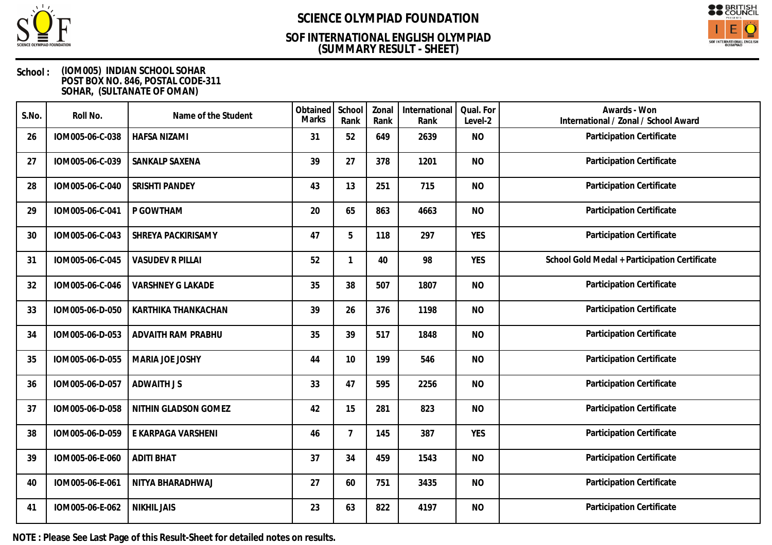# SCIENCE OLYMPIAD FOUNDATION

## SOF INTERNATIONAL ENGLISH OLYMPIAD
## (SUMMARY RESULT - SHEET)

**School :** (IOM005) INDIAN SCHOOL SOHAR
POST BOX NO. 846, POSTAL CODE-311
SOHAR, (SULTANATE OF OMAN)

| S.No. | Roll No. | Name of the Student | Obtained Marks | School Rank | Zonal Rank | International Rank | Qual. For Level-2 | Awards - Won International / Zonal / School Award |
|---|---|---|---|---|---|---|---|---|
| 26 | IOM005-06-C-038 | HAFSA NIZAMI | 31 | 52 | 649 | 2639 | NO | Participation Certificate |
| 27 | IOM005-06-C-039 | SANKALP SAXENA | 39 | 27 | 378 | 1201 | NO | Participation Certificate |
| 28 | IOM005-06-C-040 | SRISHTI PANDEY | 43 | 13 | 251 | 715 | NO | Participation Certificate |
| 29 | IOM005-06-C-041 | P GOWTHAM | 20 | 65 | 863 | 4663 | NO | Participation Certificate |
| 30 | IOM005-06-C-043 | SHREYA PACKIRISAMY | 47 | 5 | 118 | 297 | YES | Participation Certificate |
| 31 | IOM005-06-C-045 | VASUDEV R PILLAI | 52 | 1 | 40 | 98 | YES | School Gold Medal + Participation Certificate |
| 32 | IOM005-06-C-046 | VARSHNEY G LAKADE | 35 | 38 | 507 | 1807 | NO | Participation Certificate |
| 33 | IOM005-06-D-050 | KARTHIKA THANKACHAN | 39 | 26 | 376 | 1198 | NO | Participation Certificate |
| 34 | IOM005-06-D-053 | ADVAITH RAM PRABHU | 35 | 39 | 517 | 1848 | NO | Participation Certificate |
| 35 | IOM005-06-D-055 | MARIA JOE JOSHY | 44 | 10 | 199 | 546 | NO | Participation Certificate |
| 36 | IOM005-06-D-057 | ADWAITH J S | 33 | 47 | 595 | 2256 | NO | Participation Certificate |
| 37 | IOM005-06-D-058 | NITHIN GLADSON GOMEZ | 42 | 15 | 281 | 823 | NO | Participation Certificate |
| 38 | IOM005-06-D-059 | E KARPAGA VARSHENI | 46 | 7 | 145 | 387 | YES | Participation Certificate |
| 39 | IOM005-06-E-060 | ADITI BHAT | 37 | 34 | 459 | 1543 | NO | Participation Certificate |
| 40 | IOM005-06-E-061 | NITYA BHARADHWAJ | 27 | 60 | 751 | 3435 | NO | Participation Certificate |
| 41 | IOM005-06-E-062 | NIKHIL JAIS | 23 | 63 | 822 | 4197 | NO | Participation Certificate |

**NOTE : Please See Last Page of this Result-Sheet for detailed notes on results.**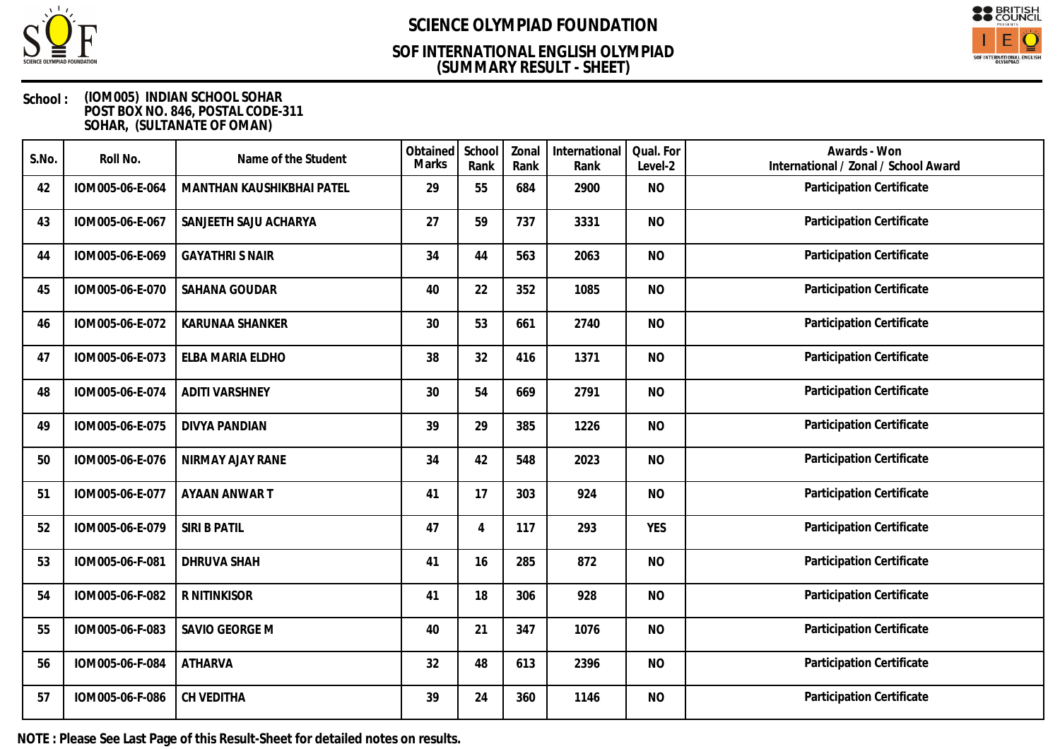# SCIENCE OLYMPIAD FOUNDATION

## SOF INTERNATIONAL ENGLISH OLYMPIAD
## (SUMMARY RESULT - SHEET)

**School :** (IOM005) INDIAN SCHOOL SOHAR
POST BOX NO. 846, POSTAL CODE-311
SOHAR, (SULTANATE OF OMAN)

| S.No. | Roll No. | Name of the Student | Obtained Marks | School Rank | Zonal Rank | International Rank | Qual. For Level-2 | Awards - Won International / Zonal / School Award |
|---|---|---|---|---|---|---|---|---|
| 42 | IOM005-06-E-064 | MANTHAN KAUSHIKBHAI PATEL | 29 | 55 | 684 | 2900 | NO | Participation Certificate |
| 43 | IOM005-06-E-067 | SANJEETH SAJU ACHARYA | 27 | 59 | 737 | 3331 | NO | Participation Certificate |
| 44 | IOM005-06-E-069 | GAYATHRI S NAIR | 34 | 44 | 563 | 2063 | NO | Participation Certificate |
| 45 | IOM005-06-E-070 | SAHANA GOUDAR | 40 | 22 | 352 | 1085 | NO | Participation Certificate |
| 46 | IOM005-06-E-072 | KARUNAA SHANKER | 30 | 53 | 661 | 2740 | NO | Participation Certificate |
| 47 | IOM005-06-E-073 | ELBA MARIA ELDHO | 38 | 32 | 416 | 1371 | NO | Participation Certificate |
| 48 | IOM005-06-E-074 | ADITI VARSHNEY | 30 | 54 | 669 | 2791 | NO | Participation Certificate |
| 49 | IOM005-06-E-075 | DIVYA PANDIAN | 39 | 29 | 385 | 1226 | NO | Participation Certificate |
| 50 | IOM005-06-E-076 | NIRMAY AJAY RANE | 34 | 42 | 548 | 2023 | NO | Participation Certificate |
| 51 | IOM005-06-E-077 | AYAAN ANWAR T | 41 | 17 | 303 | 924 | NO | Participation Certificate |
| 52 | IOM005-06-E-079 | SIRI B PATIL | 47 | 4 | 117 | 293 | YES | Participation Certificate |
| 53 | IOM005-06-F-081 | DHRUVA SHAH | 41 | 16 | 285 | 872 | NO | Participation Certificate |
| 54 | IOM005-06-F-082 | R NITINKISOR | 41 | 18 | 306 | 928 | NO | Participation Certificate |
| 55 | IOM005-06-F-083 | SAVIO GEORGE M | 40 | 21 | 347 | 1076 | NO | Participation Certificate |
| 56 | IOM005-06-F-084 | ATHARVA | 32 | 48 | 613 | 2396 | NO | Participation Certificate |
| 57 | IOM005-06-F-086 | CH VEDITHA | 39 | 24 | 360 | 1146 | NO | Participation Certificate |

**NOTE : Please See Last Page of this Result-Sheet for detailed notes on results.**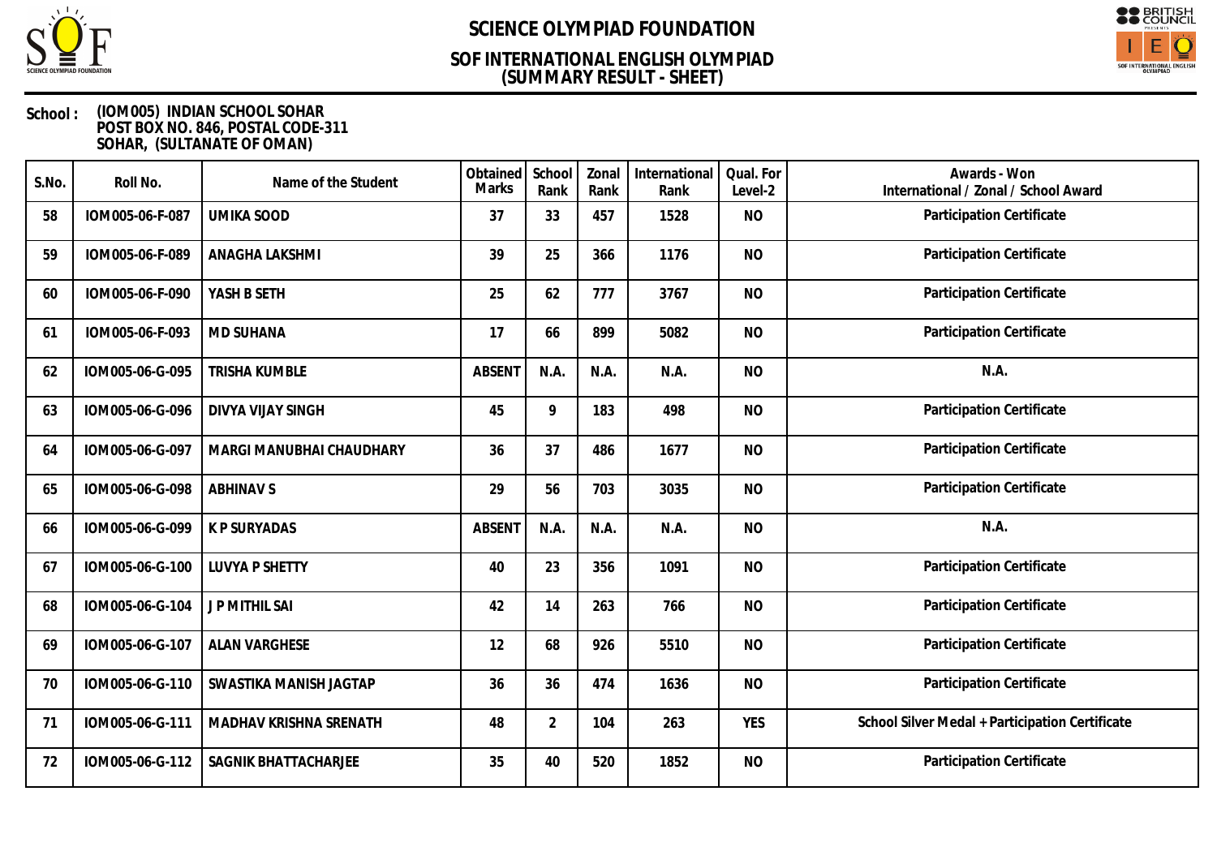# SCIENCE OLYMPIAD FOUNDATION

## SOF INTERNATIONAL ENGLISH OLYMPIAD
## (SUMMARY RESULT - SHEET)

**School :** (IOM005) INDIAN SCHOOL SOHAR
POST BOX NO. 846, POSTAL CODE-311
SOHAR, (SULTANATE OF OMAN)

| S.No. | Roll No. | Name of the Student | Obtained Marks | School Rank | Zonal Rank | International Rank | Qual. For Level-2 | Awards - Won International / Zonal / School Award |
|---|---|---|---|---|---|---|---|---|
| 58 | IOM005-06-F-087 | UMIKA SOOD | 37 | 33 | 457 | 1528 | NO | Participation Certificate |
| 59 | IOM005-06-F-089 | ANAGHA LAKSHMI | 39 | 25 | 366 | 1176 | NO | Participation Certificate |
| 60 | IOM005-06-F-090 | YASH B SETH | 25 | 62 | 777 | 3767 | NO | Participation Certificate |
| 61 | IOM005-06-F-093 | MD SUHANA | 17 | 66 | 899 | 5082 | NO | Participation Certificate |
| 62 | IOM005-06-G-095 | TRISHA KUMBLE | ABSENT | N.A. | N.A. | N.A. | NO | N.A. |
| 63 | IOM005-06-G-096 | DIVYA VIJAY SINGH | 45 | 9 | 183 | 498 | NO | Participation Certificate |
| 64 | IOM005-06-G-097 | MARGI MANUBHAI CHAUDHARY | 36 | 37 | 486 | 1677 | NO | Participation Certificate |
| 65 | IOM005-06-G-098 | ABHINAV S | 29 | 56 | 703 | 3035 | NO | Participation Certificate |
| 66 | IOM005-06-G-099 | K P SURYADAS | ABSENT | N.A. | N.A. | N.A. | NO | N.A. |
| 67 | IOM005-06-G-100 | LUVYA P SHETTY | 40 | 23 | 356 | 1091 | NO | Participation Certificate |
| 68 | IOM005-06-G-104 | J P MITHIL SAI | 42 | 14 | 263 | 766 | NO | Participation Certificate |
| 69 | IOM005-06-G-107 | ALAN VARGHESE | 12 | 68 | 926 | 5510 | NO | Participation Certificate |
| 70 | IOM005-06-G-110 | SWASTIKA MANISH JAGTAP | 36 | 36 | 474 | 1636 | NO | Participation Certificate |
| 71 | IOM005-06-G-111 | MADHAV KRISHNA SRENATH | 48 | 2 | 104 | 263 | YES | School Silver Medal + Participation Certificate |
| 72 | IOM005-06-G-112 | SAGNIK BHATTACHARJEE | 35 | 40 | 520 | 1852 | NO | Participation Certificate |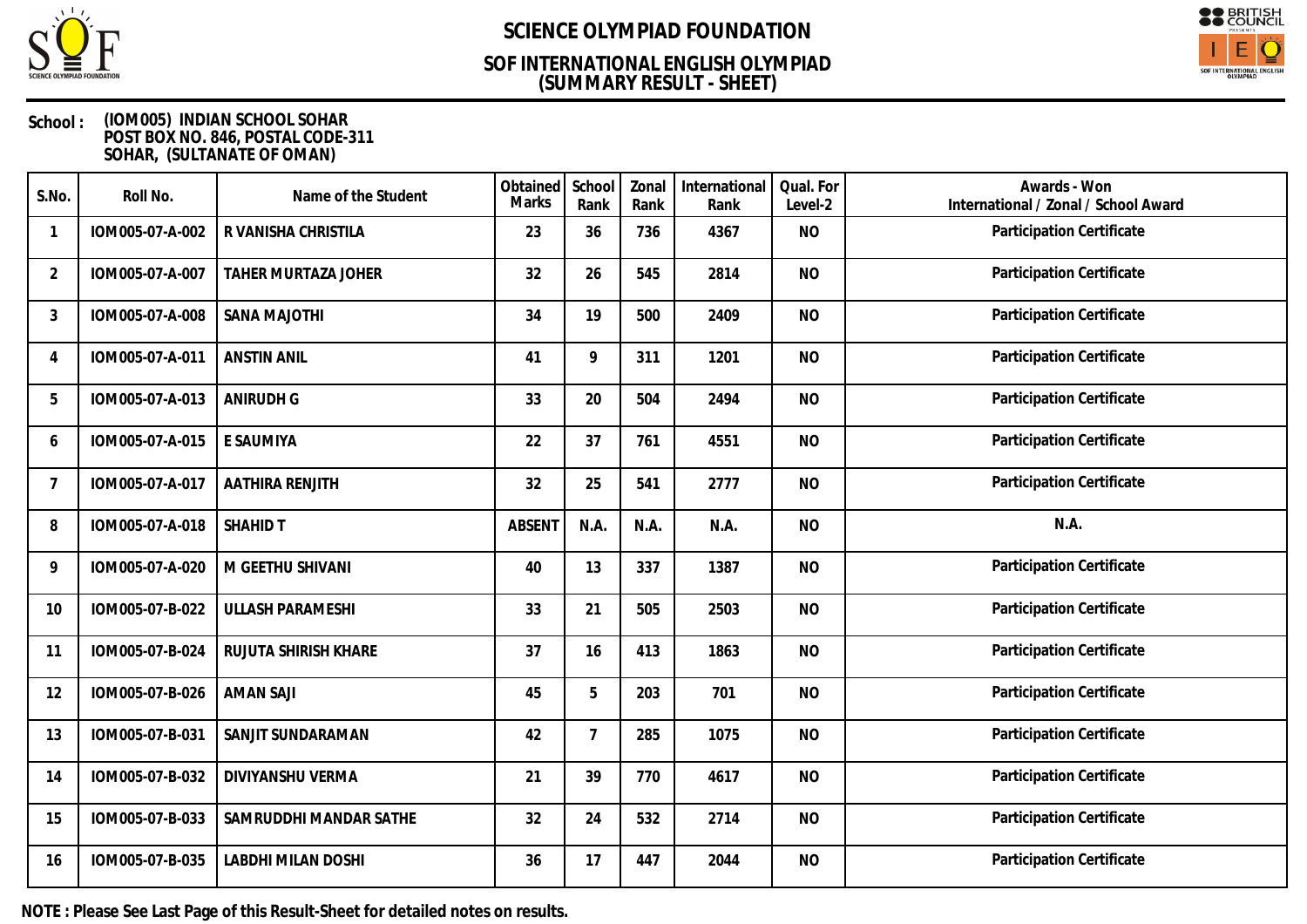# SCIENCE OLYMPIAD FOUNDATION

## SOF INTERNATIONAL ENGLISH OLYMPIAD (SUMMARY RESULT - SHEET)

**School :** (IOM005) INDIAN SCHOOL SOHAR
POST BOX NO. 846, POSTAL CODE-311
SOHAR, (SULTANATE OF OMAN)

| S.No. | Roll No. | Name of the Student | Obtained Marks | School Rank | Zonal Rank | International Rank | Qual. For Level-2 | Awards - Won International / Zonal / School Award |
|---|---|---|---|---|---|---|---|---|
| 1 | IOM005-07-A-002 | R VANISHA CHRISTILA | 23 | 36 | 736 | 4367 | NO | Participation Certificate |
| 2 | IOM005-07-A-007 | TAHER MURTAZA JOHER | 32 | 26 | 545 | 2814 | NO | Participation Certificate |
| 3 | IOM005-07-A-008 | SANA MAJOTHI | 34 | 19 | 500 | 2409 | NO | Participation Certificate |
| 4 | IOM005-07-A-011 | ANSTIN ANIL | 41 | 9 | 311 | 1201 | NO | Participation Certificate |
| 5 | IOM005-07-A-013 | ANIRUDH G | 33 | 20 | 504 | 2494 | NO | Participation Certificate |
| 6 | IOM005-07-A-015 | E SAUMIYA | 22 | 37 | 761 | 4551 | NO | Participation Certificate |
| 7 | IOM005-07-A-017 | AATHIRA RENJITH | 32 | 25 | 541 | 2777 | NO | Participation Certificate |
| 8 | IOM005-07-A-018 | SHAHID T | ABSENT | N.A. | N.A. | N.A. | NO | N.A. |
| 9 | IOM005-07-A-020 | M GEETHU SHIVANI | 40 | 13 | 337 | 1387 | NO | Participation Certificate |
| 10 | IOM005-07-B-022 | ULLASH PARAMESHI | 33 | 21 | 505 | 2503 | NO | Participation Certificate |
| 11 | IOM005-07-B-024 | RUJUTA SHIRISH KHARE | 37 | 16 | 413 | 1863 | NO | Participation Certificate |
| 12 | IOM005-07-B-026 | AMAN SAJI | 45 | 5 | 203 | 701 | NO | Participation Certificate |
| 13 | IOM005-07-B-031 | SANJIT SUNDARAMAN | 42 | 7 | 285 | 1075 | NO | Participation Certificate |
| 14 | IOM005-07-B-032 | DIVIYANSHU VERMA | 21 | 39 | 770 | 4617 | NO | Participation Certificate |
| 15 | IOM005-07-B-033 | SAMRUDDHI MANDAR SATHE | 32 | 24 | 532 | 2714 | NO | Participation Certificate |
| 16 | IOM005-07-B-035 | LABDHI MILAN DOSHI | 36 | 17 | 447 | 2044 | NO | Participation Certificate |

**NOTE : Please See Last Page of this Result-Sheet for detailed notes on results.**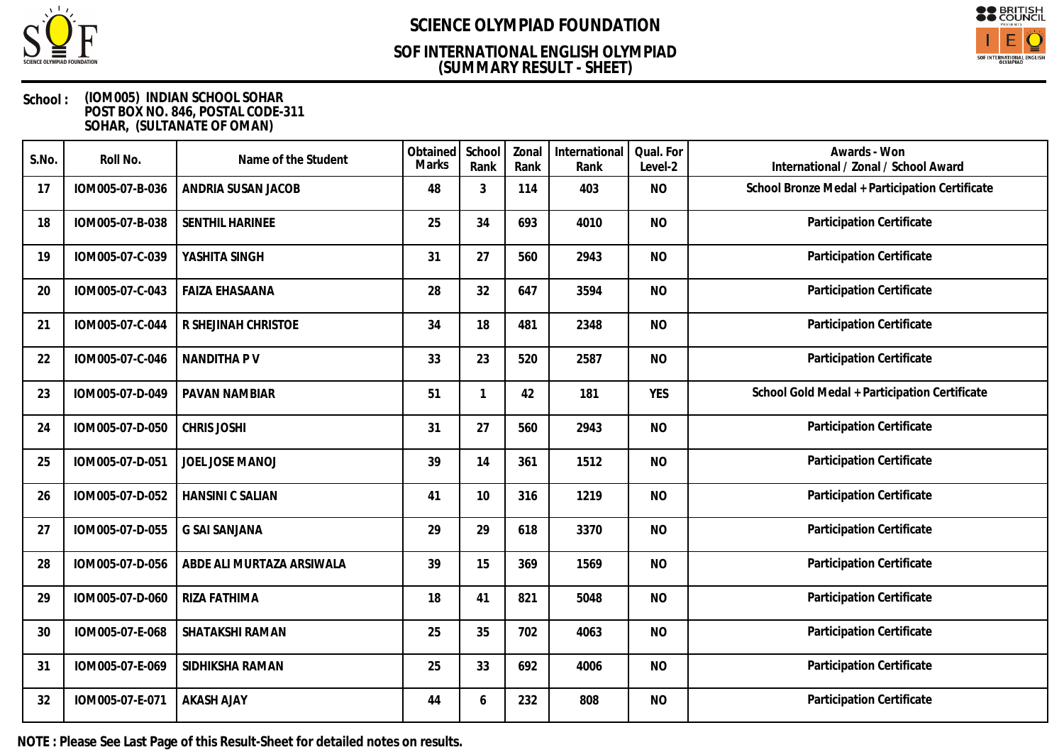# SCIENCE OLYMPIAD FOUNDATION

## SOF INTERNATIONAL ENGLISH OLYMPIAD
## (SUMMARY RESULT - SHEET)

**School :** (IOM005) INDIAN SCHOOL SOHAR
POST BOX NO. 846, POSTAL CODE-311
SOHAR, (SULTANATE OF OMAN)

| S.No. | Roll No. | Name of the Student | Obtained Marks | School Rank | Zonal Rank | International Rank | Qual. For Level-2 | Awards - Won International / Zonal / School Award |
|---|---|---|---|---|---|---|---|---|
| 17 | IOM005-07-B-036 | ANDRIA SUSAN JACOB | 48 | 3 | 114 | 403 | NO | School Bronze Medal + Participation Certificate |
| 18 | IOM005-07-B-038 | SENTHIL HARINEE | 25 | 34 | 693 | 4010 | NO | Participation Certificate |
| 19 | IOM005-07-C-039 | YASHITA SINGH | 31 | 27 | 560 | 2943 | NO | Participation Certificate |
| 20 | IOM005-07-C-043 | FAIZA EHASAANA | 28 | 32 | 647 | 3594 | NO | Participation Certificate |
| 21 | IOM005-07-C-044 | R SHEJINAH CHRISTOE | 34 | 18 | 481 | 2348 | NO | Participation Certificate |
| 22 | IOM005-07-C-046 | NANDITHA P V | 33 | 23 | 520 | 2587 | NO | Participation Certificate |
| 23 | IOM005-07-D-049 | PAVAN NAMBIAR | 51 | 1 | 42 | 181 | YES | School Gold Medal + Participation Certificate |
| 24 | IOM005-07-D-050 | CHRIS JOSHI | 31 | 27 | 560 | 2943 | NO | Participation Certificate |
| 25 | IOM005-07-D-051 | JOEL JOSE MANOJ | 39 | 14 | 361 | 1512 | NO | Participation Certificate |
| 26 | IOM005-07-D-052 | HANSINI C SALIAN | 41 | 10 | 316 | 1219 | NO | Participation Certificate |
| 27 | IOM005-07-D-055 | G SAI SANJANA | 29 | 29 | 618 | 3370 | NO | Participation Certificate |
| 28 | IOM005-07-D-056 | ABDE ALI MURTAZA ARSIWALA | 39 | 15 | 369 | 1569 | NO | Participation Certificate |
| 29 | IOM005-07-D-060 | RIZA FATHIMA | 18 | 41 | 821 | 5048 | NO | Participation Certificate |
| 30 | IOM005-07-E-068 | SHATAKSHI RAMAN | 25 | 35 | 702 | 4063 | NO | Participation Certificate |
| 31 | IOM005-07-E-069 | SIDHIKSHA RAMAN | 25 | 33 | 692 | 4006 | NO | Participation Certificate |
| 32 | IOM005-07-E-071 | AKASH AJAY | 44 | 6 | 232 | 808 | NO | Participation Certificate |

**NOTE : Please See Last Page of this Result-Sheet for detailed notes on results.**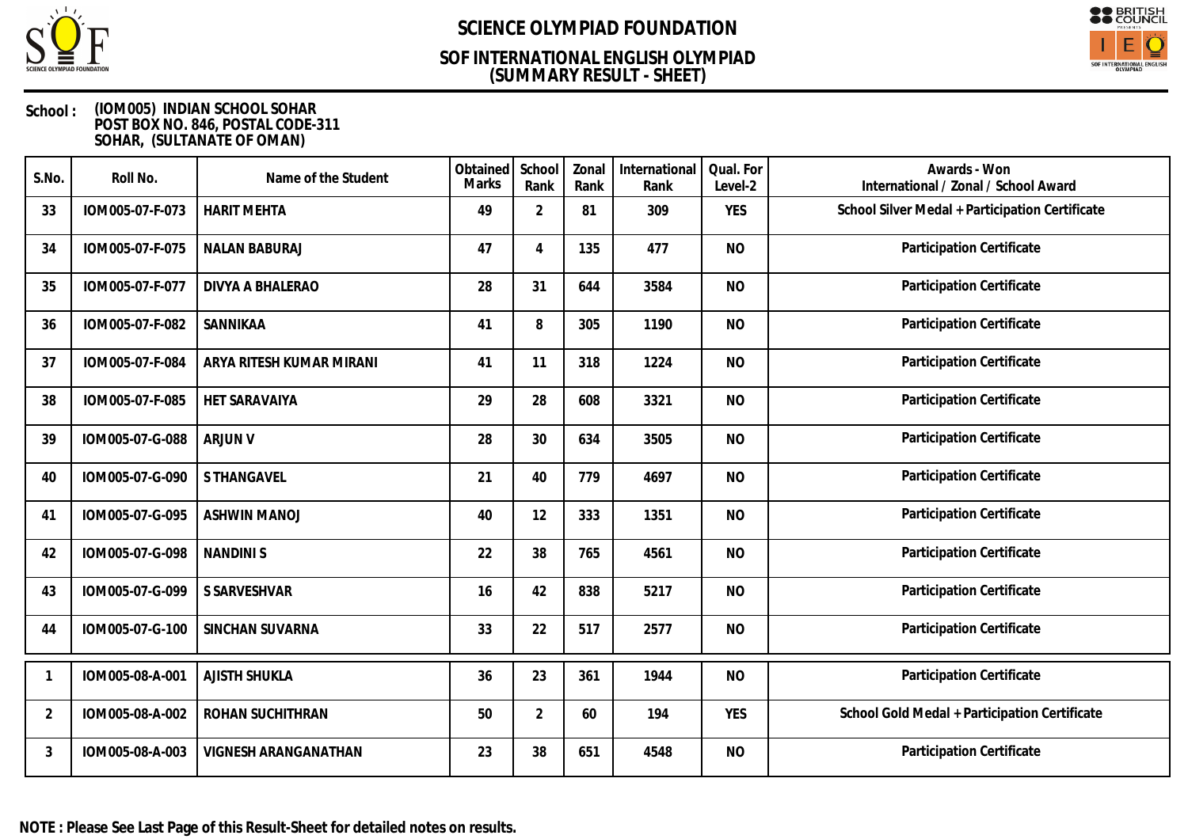# SCIENCE OLYMPIAD FOUNDATION

## SOF INTERNATIONAL ENGLISH OLYMPIAD
## (SUMMARY RESULT - SHEET)

**School :** (IOM005) INDIAN SCHOOL SOHAR
POST BOX NO. 846, POSTAL CODE-311
SOHAR, (SULTANATE OF OMAN)

| S.No. | Roll No. | Name of the Student | Obtained Marks | School Rank | Zonal Rank | International Rank | Qual. For Level-2 | Awards - Won International / Zonal / School Award |
|---|---|---|---|---|---|---|---|---|
| 33 | IOM005-07-F-073 | HARIT MEHTA | 49 | 2 | 81 | 309 | YES | School Silver Medal + Participation Certificate |
| 34 | IOM005-07-F-075 | NALAN BABURAJ | 47 | 4 | 135 | 477 | NO | Participation Certificate |
| 35 | IOM005-07-F-077 | DIVYA A BHALERAO | 28 | 31 | 644 | 3584 | NO | Participation Certificate |
| 36 | IOM005-07-F-082 | SANNIKAA | 41 | 8 | 305 | 1190 | NO | Participation Certificate |
| 37 | IOM005-07-F-084 | ARYA RITESH KUMAR MIRANI | 41 | 11 | 318 | 1224 | NO | Participation Certificate |
| 38 | IOM005-07-F-085 | HET SARAVAIYA | 29 | 28 | 608 | 3321 | NO | Participation Certificate |
| 39 | IOM005-07-G-088 | ARJUN V | 28 | 30 | 634 | 3505 | NO | Participation Certificate |
| 40 | IOM005-07-G-090 | S THANGAVEL | 21 | 40 | 779 | 4697 | NO | Participation Certificate |
| 41 | IOM005-07-G-095 | ASHWIN MANOJ | 40 | 12 | 333 | 1351 | NO | Participation Certificate |
| 42 | IOM005-07-G-098 | NANDINI S | 22 | 38 | 765 | 4561 | NO | Participation Certificate |
| 43 | IOM005-07-G-099 | S SARVESHVAR | 16 | 42 | 838 | 5217 | NO | Participation Certificate |
| 44 | IOM005-07-G-100 | SINCHAN SUVARNA | 33 | 22 | 517 | 2577 | NO | Participation Certificate |
| 1 | IOM005-08-A-001 | AJISTH SHUKLA | 36 | 23 | 361 | 1944 | NO | Participation Certificate |
| 2 | IOM005-08-A-002 | ROHAN SUCHITHRAN | 50 | 2 | 60 | 194 | YES | School Gold Medal + Participation Certificate |
| 3 | IOM005-08-A-003 | VIGNESH ARANGANATHAN | 23 | 38 | 651 | 4548 | NO | Participation Certificate |

**NOTE : Please See Last Page of this Result-Sheet for detailed notes on results.**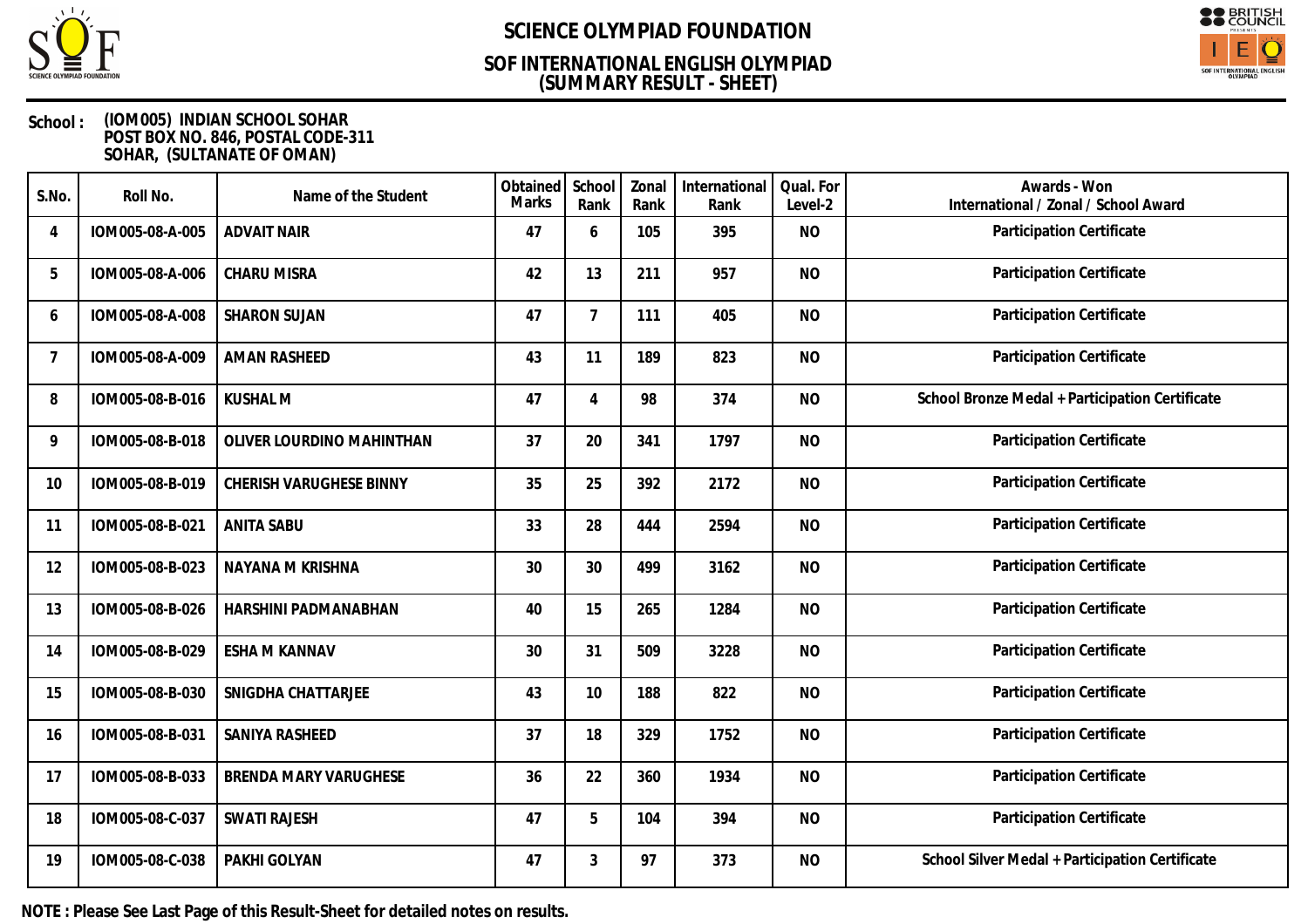# SCIENCE OLYMPIAD FOUNDATION

## SOF INTERNATIONAL ENGLISH OLYMPIAD
## (SUMMARY RESULT - SHEET)

**School :** (IOM005) INDIAN SCHOOL SOHAR
POST BOX NO. 846, POSTAL CODE-311
SOHAR, (SULTANATE OF OMAN)

| S.No. | Roll No. | Name of the Student | Obtained Marks | School Rank | Zonal Rank | International Rank | Qual. For Level-2 | Awards - Won International / Zonal / School Award |
|---|---|---|---|---|---|---|---|---|
| 4 | IOM005-08-A-005 | ADVAIT NAIR | 47 | 6 | 105 | 395 | NO | Participation Certificate |
| 5 | IOM005-08-A-006 | CHARU MISRA | 42 | 13 | 211 | 957 | NO | Participation Certificate |
| 6 | IOM005-08-A-008 | SHARON SUJAN | 47 | 7 | 111 | 405 | NO | Participation Certificate |
| 7 | IOM005-08-A-009 | AMAN RASHEED | 43 | 11 | 189 | 823 | NO | Participation Certificate |
| 8 | IOM005-08-B-016 | KUSHAL M | 47 | 4 | 98 | 374 | NO | School Bronze Medal + Participation Certificate |
| 9 | IOM005-08-B-018 | OLIVER LOURDINO MAHINTHAN | 37 | 20 | 341 | 1797 | NO | Participation Certificate |
| 10 | IOM005-08-B-019 | CHERISH VARUGHESE BINNY | 35 | 25 | 392 | 2172 | NO | Participation Certificate |
| 11 | IOM005-08-B-021 | ANITA SABU | 33 | 28 | 444 | 2594 | NO | Participation Certificate |
| 12 | IOM005-08-B-023 | NAYANA M KRISHNA | 30 | 30 | 499 | 3162 | NO | Participation Certificate |
| 13 | IOM005-08-B-026 | HARSHINI PADMANABHAN | 40 | 15 | 265 | 1284 | NO | Participation Certificate |
| 14 | IOM005-08-B-029 | ESHA M KANNAV | 30 | 31 | 509 | 3228 | NO | Participation Certificate |
| 15 | IOM005-08-B-030 | SNIGDHA CHATTARJEE | 43 | 10 | 188 | 822 | NO | Participation Certificate |
| 16 | IOM005-08-B-031 | SANIYA RASHEED | 37 | 18 | 329 | 1752 | NO | Participation Certificate |
| 17 | IOM005-08-B-033 | BRENDA MARY VARUGHESE | 36 | 22 | 360 | 1934 | NO | Participation Certificate |
| 18 | IOM005-08-C-037 | SWATI RAJESH | 47 | 5 | 104 | 394 | NO | Participation Certificate |
| 19 | IOM005-08-C-038 | PAKHI GOLYAN | 47 | 3 | 97 | 373 | NO | School Silver Medal + Participation Certificate |

**NOTE : Please See Last Page of this Result-Sheet for detailed notes on results.**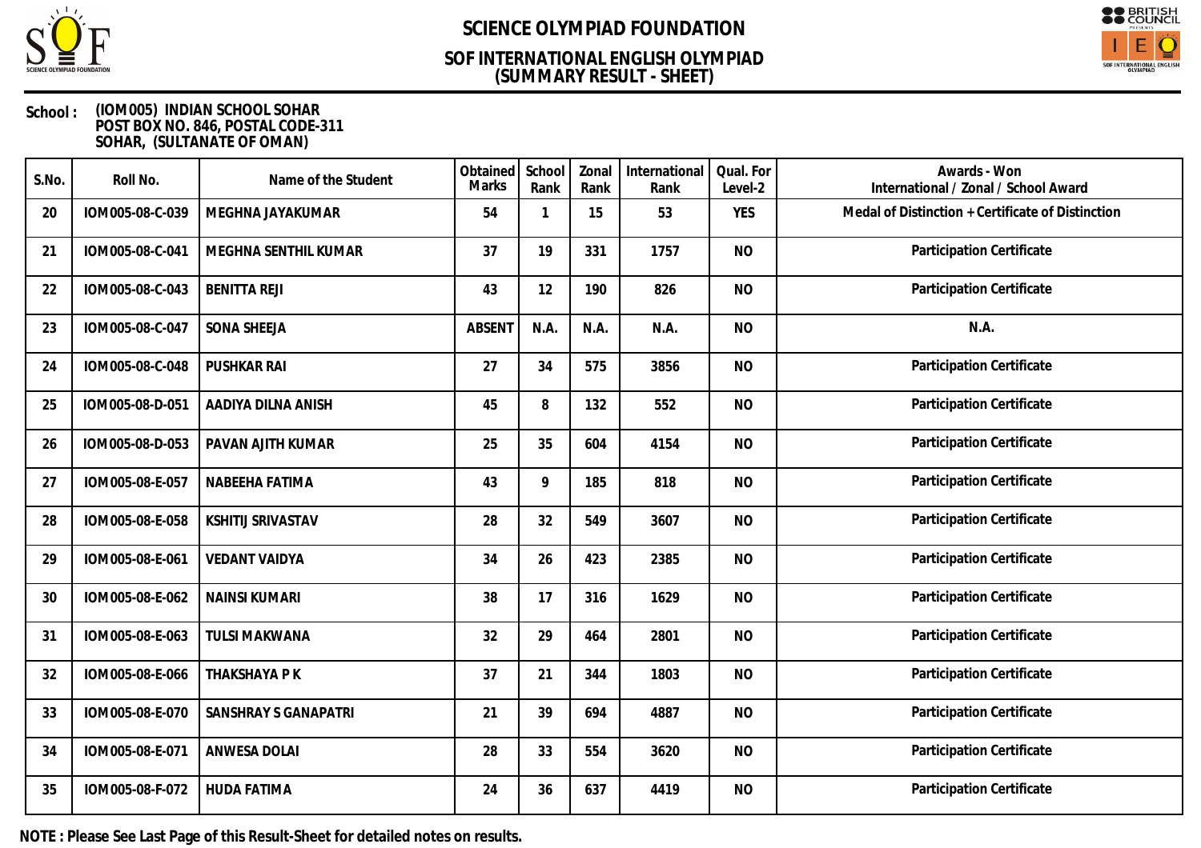# SCIENCE OLYMPIAD FOUNDATION

## SOF INTERNATIONAL ENGLISH OLYMPIAD (SUMMARY RESULT - SHEET)

**School :** (IOM005) INDIAN SCHOOL SOHAR
POST BOX NO. 846, POSTAL CODE-311
SOHAR, (SULTANATE OF OMAN)

| S.No. | Roll No. | Name of the Student | Obtained Marks | School Rank | Zonal Rank | International Rank | Qual. For Level-2 | Awards - Won International / Zonal / School Award |
|---|---|---|---|---|---|---|---|---|
| 20 | IOM005-08-C-039 | MEGHNA JAYAKUMAR | 54 | 1 | 15 | 53 | YES | Medal of Distinction + Certificate of Distinction |
| 21 | IOM005-08-C-041 | MEGHNA SENTHIL KUMAR | 37 | 19 | 331 | 1757 | NO | Participation Certificate |
| 22 | IOM005-08-C-043 | BENITTA REJI | 43 | 12 | 190 | 826 | NO | Participation Certificate |
| 23 | IOM005-08-C-047 | SONA SHEEJA | ABSENT | N.A. | N.A. | N.A. | NO | N.A. |
| 24 | IOM005-08-C-048 | PUSHKAR RAI | 27 | 34 | 575 | 3856 | NO | Participation Certificate |
| 25 | IOM005-08-D-051 | AADIYA DILNA ANISH | 45 | 8 | 132 | 552 | NO | Participation Certificate |
| 26 | IOM005-08-D-053 | PAVAN AJITH KUMAR | 25 | 35 | 604 | 4154 | NO | Participation Certificate |
| 27 | IOM005-08-E-057 | NABEEHA FATIMA | 43 | 9 | 185 | 818 | NO | Participation Certificate |
| 28 | IOM005-08-E-058 | KSHITIJ SRIVASTAV | 28 | 32 | 549 | 3607 | NO | Participation Certificate |
| 29 | IOM005-08-E-061 | VEDANT VAIDYA | 34 | 26 | 423 | 2385 | NO | Participation Certificate |
| 30 | IOM005-08-E-062 | NAINSI KUMARI | 38 | 17 | 316 | 1629 | NO | Participation Certificate |
| 31 | IOM005-08-E-063 | TULSI MAKWANA | 32 | 29 | 464 | 2801 | NO | Participation Certificate |
| 32 | IOM005-08-E-066 | THAKSHAYA P K | 37 | 21 | 344 | 1803 | NO | Participation Certificate |
| 33 | IOM005-08-E-070 | SANSHRAY S GANAPATRI | 21 | 39 | 694 | 4887 | NO | Participation Certificate |
| 34 | IOM005-08-E-071 | ANWESA DOLAI | 28 | 33 | 554 | 3620 | NO | Participation Certificate |
| 35 | IOM005-08-F-072 | HUDA FATIMA | 24 | 36 | 637 | 4419 | NO | Participation Certificate |

**NOTE : Please See Last Page of this Result-Sheet for detailed notes on results.**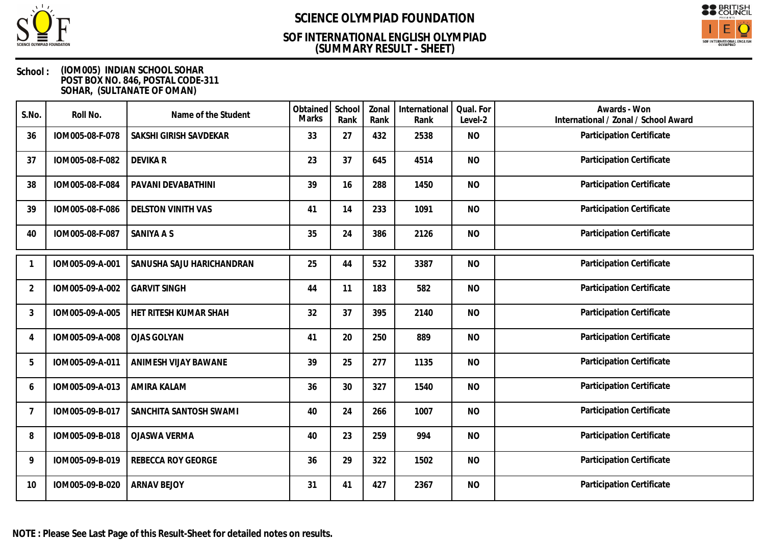# SCIENCE OLYMPIAD FOUNDATION

## SOF INTERNATIONAL ENGLISH OLYMPIAD
## (SUMMARY RESULT - SHEET)

**School :** (IOM005) INDIAN SCHOOL SOHAR
POST BOX NO. 846, POSTAL CODE-311
SOHAR, (SULTANATE OF OMAN)

| S.No. | Roll No. | Name of the Student | Obtained Marks | School Rank | Zonal Rank | International Rank | Qual. For Level-2 | Awards - Won International / Zonal / School Award |
|---|---|---|---|---|---|---|---|---|
| 36 | IOM005-08-F-078 | SAKSHI GIRISH SAVDEKAR | 33 | 27 | 432 | 2538 | NO | Participation Certificate |
| 37 | IOM005-08-F-082 | DEVIKA R | 23 | 37 | 645 | 4514 | NO | Participation Certificate |
| 38 | IOM005-08-F-084 | PAVANI DEVABATHINI | 39 | 16 | 288 | 1450 | NO | Participation Certificate |
| 39 | IOM005-08-F-086 | DELSTON VINITH VAS | 41 | 14 | 233 | 1091 | NO | Participation Certificate |
| 40 | IOM005-08-F-087 | SANIYA A S | 35 | 24 | 386 | 2126 | NO | Participation Certificate |
| 1 | IOM005-09-A-001 | SANUSHA SAJU HARICHANDRAN | 25 | 44 | 532 | 3387 | NO | Participation Certificate |
| 2 | IOM005-09-A-002 | GARVIT SINGH | 44 | 11 | 183 | 582 | NO | Participation Certificate |
| 3 | IOM005-09-A-005 | HET RITESH KUMAR SHAH | 32 | 37 | 395 | 2140 | NO | Participation Certificate |
| 4 | IOM005-09-A-008 | OJAS GOLYAN | 41 | 20 | 250 | 889 | NO | Participation Certificate |
| 5 | IOM005-09-A-011 | ANIMESH VIJAY BAWANE | 39 | 25 | 277 | 1135 | NO | Participation Certificate |
| 6 | IOM005-09-A-013 | AMIRA KALAM | 36 | 30 | 327 | 1540 | NO | Participation Certificate |
| 7 | IOM005-09-B-017 | SANCHITA SANTOSH SWAMI | 40 | 24 | 266 | 1007 | NO | Participation Certificate |
| 8 | IOM005-09-B-018 | OJASWA VERMA | 40 | 23 | 259 | 994 | NO | Participation Certificate |
| 9 | IOM005-09-B-019 | REBECCA ROY GEORGE | 36 | 29 | 322 | 1502 | NO | Participation Certificate |
| 10 | IOM005-09-B-020 | ARNAV BEJOY | 31 | 41 | 427 | 2367 | NO | Participation Certificate |

**NOTE : Please See Last Page of this Result-Sheet for detailed notes on results.**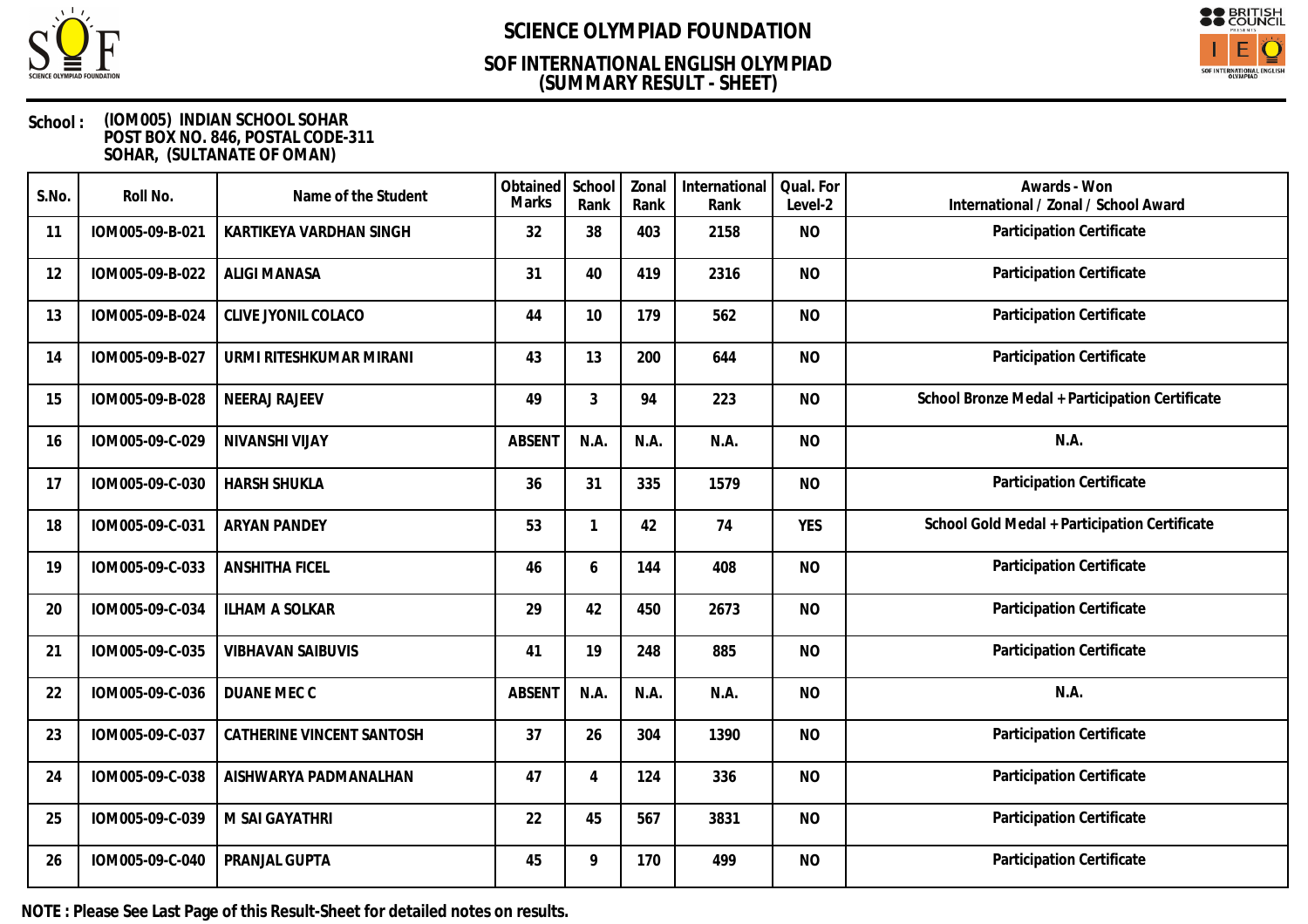# SCIENCE OLYMPIAD FOUNDATION

## SOF INTERNATIONAL ENGLISH OLYMPIAD
## (SUMMARY RESULT - SHEET)

**School :** (IOM005) INDIAN SCHOOL SOHAR
POST BOX NO. 846, POSTAL CODE-311
SOHAR, (SULTANATE OF OMAN)

| S.No. | Roll No. | Name of the Student | Obtained Marks | School Rank | Zonal Rank | International Rank | Qual. For Level-2 | Awards - Won International / Zonal / School Award |
|---|---|---|---|---|---|---|---|---|
| 11 | IOM005-09-B-021 | KARTIKEYA VARDHAN SINGH | 32 | 38 | 403 | 2158 | NO | Participation Certificate |
| 12 | IOM005-09-B-022 | ALIGI MANASA | 31 | 40 | 419 | 2316 | NO | Participation Certificate |
| 13 | IOM005-09-B-024 | CLIVE JYONIL COLACO | 44 | 10 | 179 | 562 | NO | Participation Certificate |
| 14 | IOM005-09-B-027 | URMI RITESHKUMAR MIRANI | 43 | 13 | 200 | 644 | NO | Participation Certificate |
| 15 | IOM005-09-B-028 | NEERAJ RAJEEV | 49 | 3 | 94 | 223 | NO | School Bronze Medal + Participation Certificate |
| 16 | IOM005-09-C-029 | NIVANSHI VIJAY | ABSENT | N.A. | N.A. | N.A. | NO | N.A. |
| 17 | IOM005-09-C-030 | HARSH SHUKLA | 36 | 31 | 335 | 1579 | NO | Participation Certificate |
| 18 | IOM005-09-C-031 | ARYAN PANDEY | 53 | 1 | 42 | 74 | YES | School Gold Medal + Participation Certificate |
| 19 | IOM005-09-C-033 | ANSHITHA FICEL | 46 | 6 | 144 | 408 | NO | Participation Certificate |
| 20 | IOM005-09-C-034 | ILHAM A SOLKAR | 29 | 42 | 450 | 2673 | NO | Participation Certificate |
| 21 | IOM005-09-C-035 | VIBHAVAN SAIBUVIS | 41 | 19 | 248 | 885 | NO | Participation Certificate |
| 22 | IOM005-09-C-036 | DUANE MEC C | ABSENT | N.A. | N.A. | N.A. | NO | N.A. |
| 23 | IOM005-09-C-037 | CATHERINE VINCENT SANTOSH | 37 | 26 | 304 | 1390 | NO | Participation Certificate |
| 24 | IOM005-09-C-038 | AISHWARYA PADMANALHAN | 47 | 4 | 124 | 336 | NO | Participation Certificate |
| 25 | IOM005-09-C-039 | M SAI GAYATHRI | 22 | 45 | 567 | 3831 | NO | Participation Certificate |
| 26 | IOM005-09-C-040 | PRANJAL GUPTA | 45 | 9 | 170 | 499 | NO | Participation Certificate |

**NOTE : Please See Last Page of this Result-Sheet for detailed notes on results.**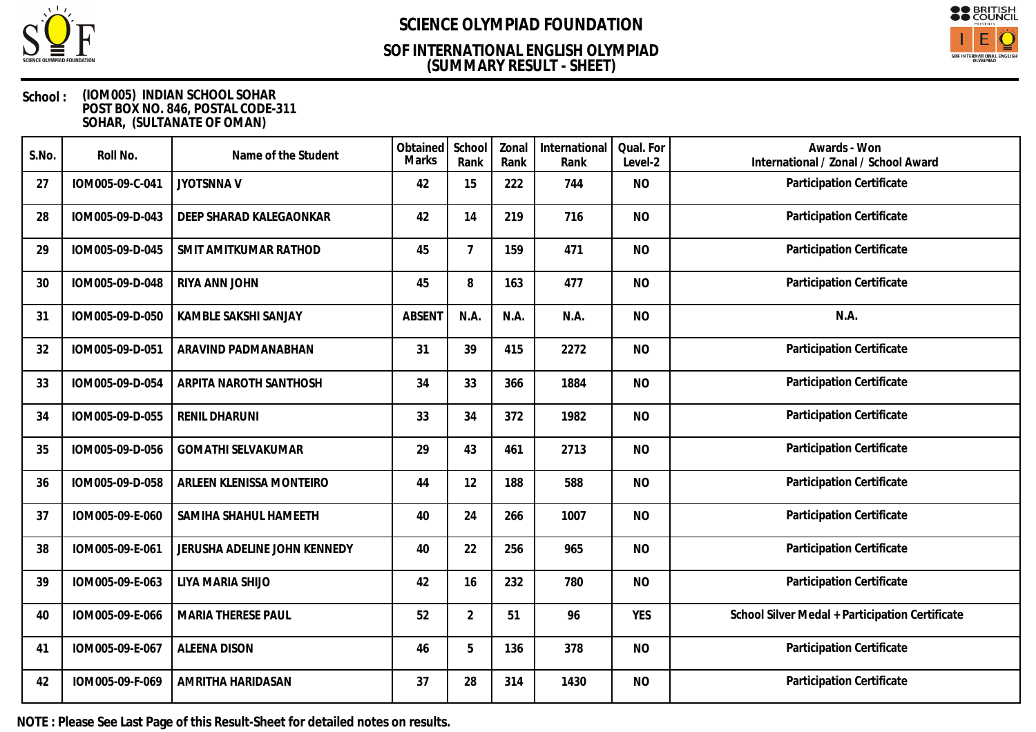# SCIENCE OLYMPIAD FOUNDATION

## SOF INTERNATIONAL ENGLISH OLYMPIAD
## (SUMMARY RESULT - SHEET)

**School :** (IOM005) INDIAN SCHOOL SOHAR
POST BOX NO. 846, POSTAL CODE-311
SOHAR, (SULTANATE OF OMAN)

| S.No. | Roll No. | Name of the Student | Obtained Marks | School Rank | Zonal Rank | International Rank | Qual. For Level-2 | Awards - Won International / Zonal / School Award |
|---|---|---|---|---|---|---|---|---|
| 27 | IOM005-09-C-041 | JYOTSNNA V | 42 | 15 | 222 | 744 | NO | Participation Certificate |
| 28 | IOM005-09-D-043 | DEEP SHARAD KALEGAONKAR | 42 | 14 | 219 | 716 | NO | Participation Certificate |
| 29 | IOM005-09-D-045 | SMIT AMITKUMAR RATHOD | 45 | 7 | 159 | 471 | NO | Participation Certificate |
| 30 | IOM005-09-D-048 | RIYA ANN JOHN | 45 | 8 | 163 | 477 | NO | Participation Certificate |
| 31 | IOM005-09-D-050 | KAMBLE SAKSHI SANJAY | ABSENT | N.A. | N.A. | N.A. | NO | N.A. |
| 32 | IOM005-09-D-051 | ARAVIND PADMANABHAN | 31 | 39 | 415 | 2272 | NO | Participation Certificate |
| 33 | IOM005-09-D-054 | ARPITA NAROTH SANTHOSH | 34 | 33 | 366 | 1884 | NO | Participation Certificate |
| 34 | IOM005-09-D-055 | RENIL DHARUNI | 33 | 34 | 372 | 1982 | NO | Participation Certificate |
| 35 | IOM005-09-D-056 | GOMATHI SELVAKUMAR | 29 | 43 | 461 | 2713 | NO | Participation Certificate |
| 36 | IOM005-09-D-058 | ARLEEN KLENISSA MONTEIRO | 44 | 12 | 188 | 588 | NO | Participation Certificate |
| 37 | IOM005-09-E-060 | SAMIHA SHAHUL HAMEETH | 40 | 24 | 266 | 1007 | NO | Participation Certificate |
| 38 | IOM005-09-E-061 | JERUSHA ADELINE JOHN KENNEDY | 40 | 22 | 256 | 965 | NO | Participation Certificate |
| 39 | IOM005-09-E-063 | LIYA MARIA SHIJO | 42 | 16 | 232 | 780 | NO | Participation Certificate |
| 40 | IOM005-09-E-066 | MARIA THERESE PAUL | 52 | 2 | 51 | 96 | YES | School Silver Medal + Participation Certificate |
| 41 | IOM005-09-E-067 | ALEENA DISON | 46 | 5 | 136 | 378 | NO | Participation Certificate |
| 42 | IOM005-09-F-069 | AMRITHA HARIDASAN | 37 | 28 | 314 | 1430 | NO | Participation Certificate |

**NOTE : Please See Last Page of this Result-Sheet for detailed notes on results.**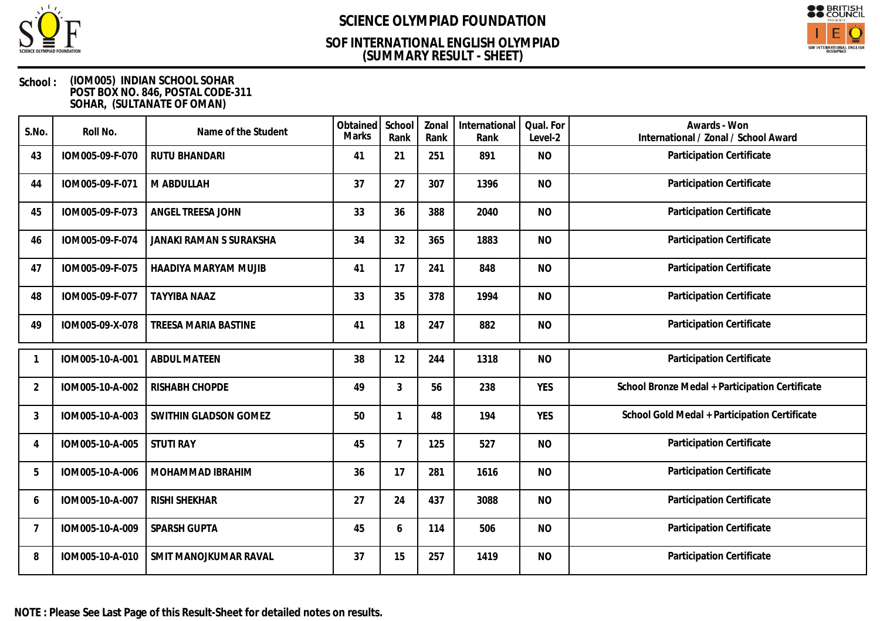# SCIENCE OLYMPIAD FOUNDATION

## SOF INTERNATIONAL ENGLISH OLYMPIAD (SUMMARY RESULT - SHEET)

**School :** (IOM005) INDIAN SCHOOL SOHAR
POST BOX NO. 846, POSTAL CODE-311
SOHAR, (SULTANATE OF OMAN)

| S.No. | Roll No. | Name of the Student | Obtained Marks | School Rank | Zonal Rank | International Rank | Qual. For Level-2 | Awards - Won International / Zonal / School Award |
|---|---|---|---|---|---|---|---|---|
| 43 | IOM005-09-F-070 | RUTU BHANDARI | 41 | 21 | 251 | 891 | NO | Participation Certificate |
| 44 | IOM005-09-F-071 | M ABDULLAH | 37 | 27 | 307 | 1396 | NO | Participation Certificate |
| 45 | IOM005-09-F-073 | ANGEL TREESA JOHN | 33 | 36 | 388 | 2040 | NO | Participation Certificate |
| 46 | IOM005-09-F-074 | JANAKI RAMAN S SURAKSHA | 34 | 32 | 365 | 1883 | NO | Participation Certificate |
| 47 | IOM005-09-F-075 | HAADIYA MARYAM MUJIB | 41 | 17 | 241 | 848 | NO | Participation Certificate |
| 48 | IOM005-09-F-077 | TAYYIBA NAAZ | 33 | 35 | 378 | 1994 | NO | Participation Certificate |
| 49 | IOM005-09-X-078 | TREESA MARIA BASTINE | 41 | 18 | 247 | 882 | NO | Participation Certificate |
| 1 | IOM005-10-A-001 | ABDUL MATEEN | 38 | 12 | 244 | 1318 | NO | Participation Certificate |
| 2 | IOM005-10-A-002 | RISHABH CHOPDE | 49 | 3 | 56 | 238 | YES | School Bronze Medal + Participation Certificate |
| 3 | IOM005-10-A-003 | SWITHIN GLADSON GOMEZ | 50 | 1 | 48 | 194 | YES | School Gold Medal + Participation Certificate |
| 4 | IOM005-10-A-005 | STUTI RAY | 45 | 7 | 125 | 527 | NO | Participation Certificate |
| 5 | IOM005-10-A-006 | MOHAMMAD IBRAHIM | 36 | 17 | 281 | 1616 | NO | Participation Certificate |
| 6 | IOM005-10-A-007 | RISHI SHEKHAR | 27 | 24 | 437 | 3088 | NO | Participation Certificate |
| 7 | IOM005-10-A-009 | SPARSH GUPTA | 45 | 6 | 114 | 506 | NO | Participation Certificate |
| 8 | IOM005-10-A-010 | SMIT MANOJKUMAR RAVAL | 37 | 15 | 257 | 1419 | NO | Participation Certificate |

**NOTE : Please See Last Page of this Result-Sheet for detailed notes on results.**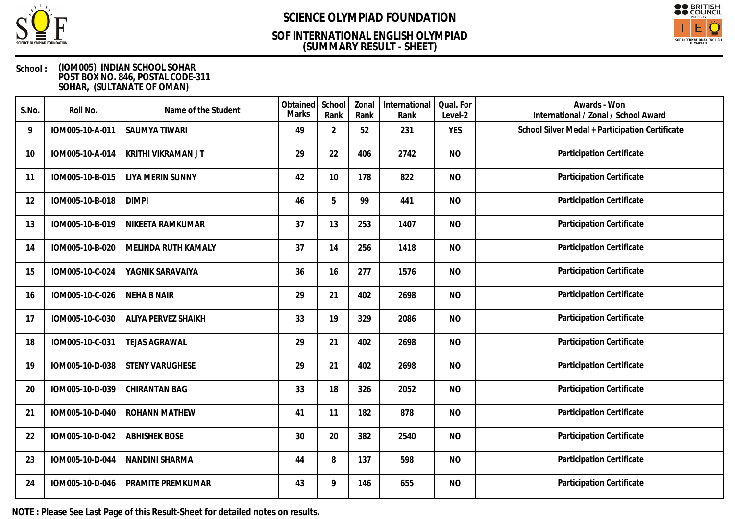# SCIENCE OLYMPIAD FOUNDATION

## SOF INTERNATIONAL ENGLISH OLYMPIAD
## (SUMMARY RESULT - SHEET)

**School :** (IOM005) INDIAN SCHOOL SOHAR
POST BOX NO. 846, POSTAL CODE-311
SOHAR, (SULTANATE OF OMAN)

| S.No. | Roll No. | Name of the Student | Obtained Marks | School Rank | Zonal Rank | International Rank | Qual. For Level-2 | Awards - Won International / Zonal / School Award |
|---|---|---|---|---|---|---|---|---|
| 9 | IOM005-10-A-011 | SAUMYA TIWARI | 49 | 2 | 52 | 231 | YES | School Silver Medal + Participation Certificate |
| 10 | IOM005-10-A-014 | KRITHI VIKRAMAN J T | 29 | 22 | 406 | 2742 | NO | Participation Certificate |
| 11 | IOM005-10-B-015 | LIYA MERIN SUNNY | 42 | 10 | 178 | 822 | NO | Participation Certificate |
| 12 | IOM005-10-B-018 | DIMPI | 46 | 5 | 99 | 441 | NO | Participation Certificate |
| 13 | IOM005-10-B-019 | NIKEETA RAMKUMAR | 37 | 13 | 253 | 1407 | NO | Participation Certificate |
| 14 | IOM005-10-B-020 | MELINDA RUTH KAMALY | 37 | 14 | 256 | 1418 | NO | Participation Certificate |
| 15 | IOM005-10-C-024 | YAGNIK SARAVAIYA | 36 | 16 | 277 | 1576 | NO | Participation Certificate |
| 16 | IOM005-10-C-026 | NEHA B NAIR | 29 | 21 | 402 | 2698 | NO | Participation Certificate |
| 17 | IOM005-10-C-030 | ALIYA PERVEZ SHAIKH | 33 | 19 | 329 | 2086 | NO | Participation Certificate |
| 18 | IOM005-10-C-031 | TEJAS AGRAWAL | 29 | 21 | 402 | 2698 | NO | Participation Certificate |
| 19 | IOM005-10-D-038 | STENY VARUGHESE | 29 | 21 | 402 | 2698 | NO | Participation Certificate |
| 20 | IOM005-10-D-039 | CHIRANTAN BAG | 33 | 18 | 326 | 2052 | NO | Participation Certificate |
| 21 | IOM005-10-D-040 | ROHANN MATHEW | 41 | 11 | 182 | 878 | NO | Participation Certificate |
| 22 | IOM005-10-D-042 | ABHISHEK BOSE | 30 | 20 | 382 | 2540 | NO | Participation Certificate |
| 23 | IOM005-10-D-044 | NANDINI SHARMA | 44 | 8 | 137 | 598 | NO | Participation Certificate |
| 24 | IOM005-10-D-046 | PRAMITE PREMKUMAR | 43 | 9 | 146 | 655 | NO | Participation Certificate |

**NOTE : Please See Last Page of this Result-Sheet for detailed notes on results.**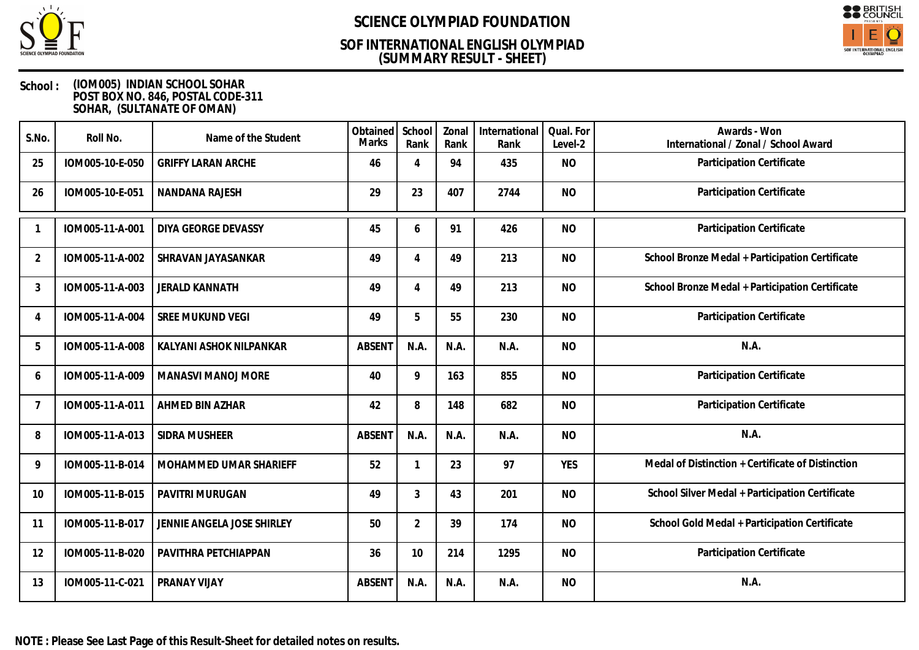# SCIENCE OLYMPIAD FOUNDATION

## SOF INTERNATIONAL ENGLISH OLYMPIAD
## (SUMMARY RESULT - SHEET)

**School :** (IOM005) INDIAN SCHOOL SOHAR
POST BOX NO. 846, POSTAL CODE-311
SOHAR, (SULTANATE OF OMAN)

| S.No. | Roll No. | Name of the Student | Obtained Marks | School Rank | Zonal Rank | International Rank | Qual. For Level-2 | Awards - Won International / Zonal / School Award |
|---|---|---|---|---|---|---|---|---|
| 25 | IOM005-10-E-050 | GRIFFY LARAN ARCHE | 46 | 4 | 94 | 435 | NO | Participation Certificate |
| 26 | IOM005-10-E-051 | NANDANA RAJESH | 29 | 23 | 407 | 2744 | NO | Participation Certificate |
| 1 | IOM005-11-A-001 | DIYA GEORGE DEVASSY | 45 | 6 | 91 | 426 | NO | Participation Certificate |
| 2 | IOM005-11-A-002 | SHRAVAN JAYASANKAR | 49 | 4 | 49 | 213 | NO | School Bronze Medal + Participation Certificate |
| 3 | IOM005-11-A-003 | JERALD KANNATH | 49 | 4 | 49 | 213 | NO | School Bronze Medal + Participation Certificate |
| 4 | IOM005-11-A-004 | SREE MUKUND VEGI | 49 | 5 | 55 | 230 | NO | Participation Certificate |
| 5 | IOM005-11-A-008 | KALYANI ASHOK NILPANKAR | ABSENT | N.A. | N.A. | N.A. | NO | N.A. |
| 6 | IOM005-11-A-009 | MANASVI MANOJ MORE | 40 | 9 | 163 | 855 | NO | Participation Certificate |
| 7 | IOM005-11-A-011 | AHMED BIN AZHAR | 42 | 8 | 148 | 682 | NO | Participation Certificate |
| 8 | IOM005-11-A-013 | SIDRA MUSHEER | ABSENT | N.A. | N.A. | N.A. | NO | N.A. |
| 9 | IOM005-11-B-014 | MOHAMMED UMAR SHARIEFF | 52 | 1 | 23 | 97 | YES | Medal of Distinction + Certificate of Distinction |
| 10 | IOM005-11-B-015 | PAVITRI MURUGAN | 49 | 3 | 43 | 201 | NO | School Silver Medal + Participation Certificate |
| 11 | IOM005-11-B-017 | JENNIE ANGELA JOSE SHIRLEY | 50 | 2 | 39 | 174 | NO | School Gold Medal + Participation Certificate |
| 12 | IOM005-11-B-020 | PAVITHRA PETCHIAPPAN | 36 | 10 | 214 | 1295 | NO | Participation Certificate |
| 13 | IOM005-11-C-021 | PRANAY VIJAY | ABSENT | N.A. | N.A. | N.A. | NO | N.A. |

**NOTE : Please See Last Page of this Result-Sheet for detailed notes on results.**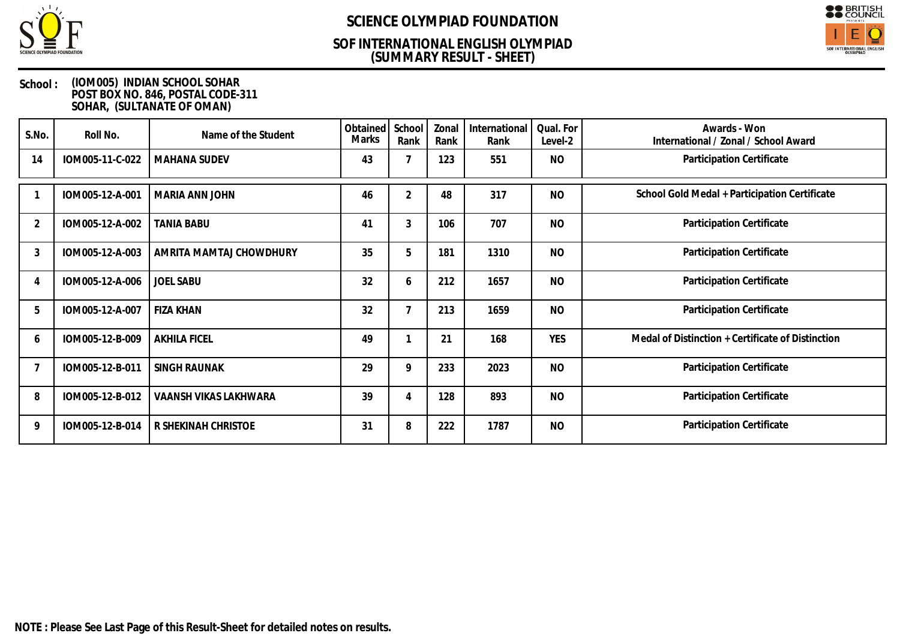# SCIENCE OLYMPIAD FOUNDATION

## SOF INTERNATIONAL ENGLISH OLYMPIAD
## (SUMMARY RESULT - SHEET)

**School :** (IOM005) INDIAN SCHOOL SOHAR
POST BOX NO. 846, POSTAL CODE-311
SOHAR, (SULTANATE OF OMAN)

| S.No. | Roll No. | Name of the Student | Obtained Marks | School Rank | Zonal Rank | International Rank | Qual. For Level-2 | Awards - Won International / Zonal / School Award |
|---|---|---|---|---|---|---|---|---|
| 14 | IOM005-11-C-022 | MAHANA SUDEV | 43 | 7 | 123 | 551 | NO | Participation Certificate |
| 1 | IOM005-12-A-001 | MARIA ANN JOHN | 46 | 2 | 48 | 317 | NO | School Gold Medal + Participation Certificate |
| 2 | IOM005-12-A-002 | TANIA BABU | 41 | 3 | 106 | 707 | NO | Participation Certificate |
| 3 | IOM005-12-A-003 | AMRITA MAMTAJ CHOWDHURY | 35 | 5 | 181 | 1310 | NO | Participation Certificate |
| 4 | IOM005-12-A-006 | JOEL SABU | 32 | 6 | 212 | 1657 | NO | Participation Certificate |
| 5 | IOM005-12-A-007 | FIZA KHAN | 32 | 7 | 213 | 1659 | NO | Participation Certificate |
| 6 | IOM005-12-B-009 | AKHILA FICEL | 49 | 1 | 21 | 168 | YES | Medal of Distinction + Certificate of Distinction |
| 7 | IOM005-12-B-011 | SINGH RAUNAK | 29 | 9 | 233 | 2023 | NO | Participation Certificate |
| 8 | IOM005-12-B-012 | VAANSH VIKAS LAKHWARA | 39 | 4 | 128 | 893 | NO | Participation Certificate |
| 9 | IOM005-12-B-014 | R SHEKINAH CHRISTOE | 31 | 8 | 222 | 1787 | NO | Participation Certificate |

**NOTE : Please See Last Page of this Result-Sheet for detailed notes on results.**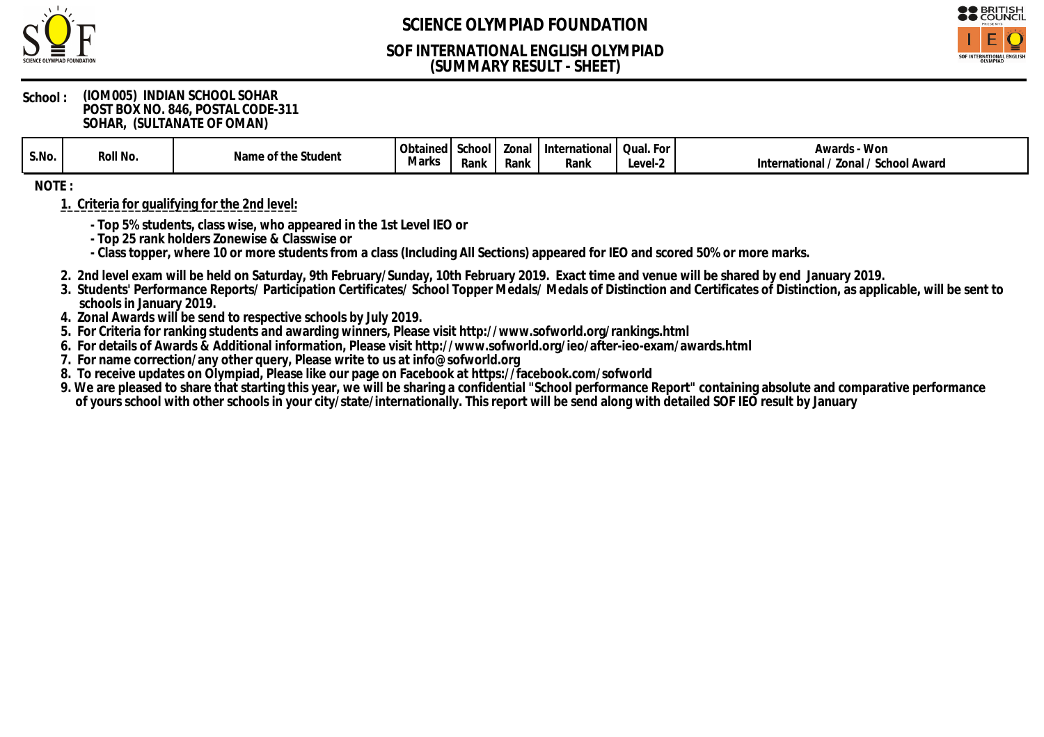# SCIENCE OLYMPIAD FOUNDATION

## SOF INTERNATIONAL ENGLISH OLYMPIAD
## (SUMMARY RESULT - SHEET)

**School :** (IOM005) INDIAN SCHOOL SOHAR
POST BOX NO. 846, POSTAL CODE-311
SOHAR, (SULTANATE OF OMAN)

| S.No. | Roll No. | Name of the Student | Obtained Marks | School Rank | Zonal Rank | International Rank | Qual. For Level-2 | Awards - Won International / Zonal / School Award |
|---|---|---|---|---|---|---|---|---|

**NOTE :**

**1. Criteria for qualifying for the 2nd level:**

- Top 5% students, class wise, who appeared in the 1st Level IEO or
- Top 25 rank holders Zonewise & Classwise or
- Class topper, where 10 or more students from a class (Including All Sections) appeared for IEO and scored 50% or more marks.

2. 2nd level exam will be held on Saturday, 9th February/Sunday, 10th February 2019. Exact time and venue will be shared by end January 2019.
3. Students' Performance Reports/ Participation Certificates/ School Topper Medals/ Medals of Distinction and Certificates of Distinction, as applicable, will be sent to schools in January 2019.
4. Zonal Awards will be send to respective schools by July 2019.
5. For Criteria for ranking students and awarding winners, Please visit http://www.sofworld.org/rankings.html
6. For details of Awards & Additional information, Please visit http://www.sofworld.org/ieo/after-ieo-exam/awards.html
7. For name correction/any other query, Please write to us at info@sofworld.org
8. To receive updates on Olympiad, Please like our page on Facebook at https://facebook.com/sofworld
9. We are pleased to share that starting this year, we will be sharing a confidential "School performance Report" containing absolute and comparative performance of yours school with other schools in your city/state/internationally. This report will be send along with detailed SOF IEO result by January